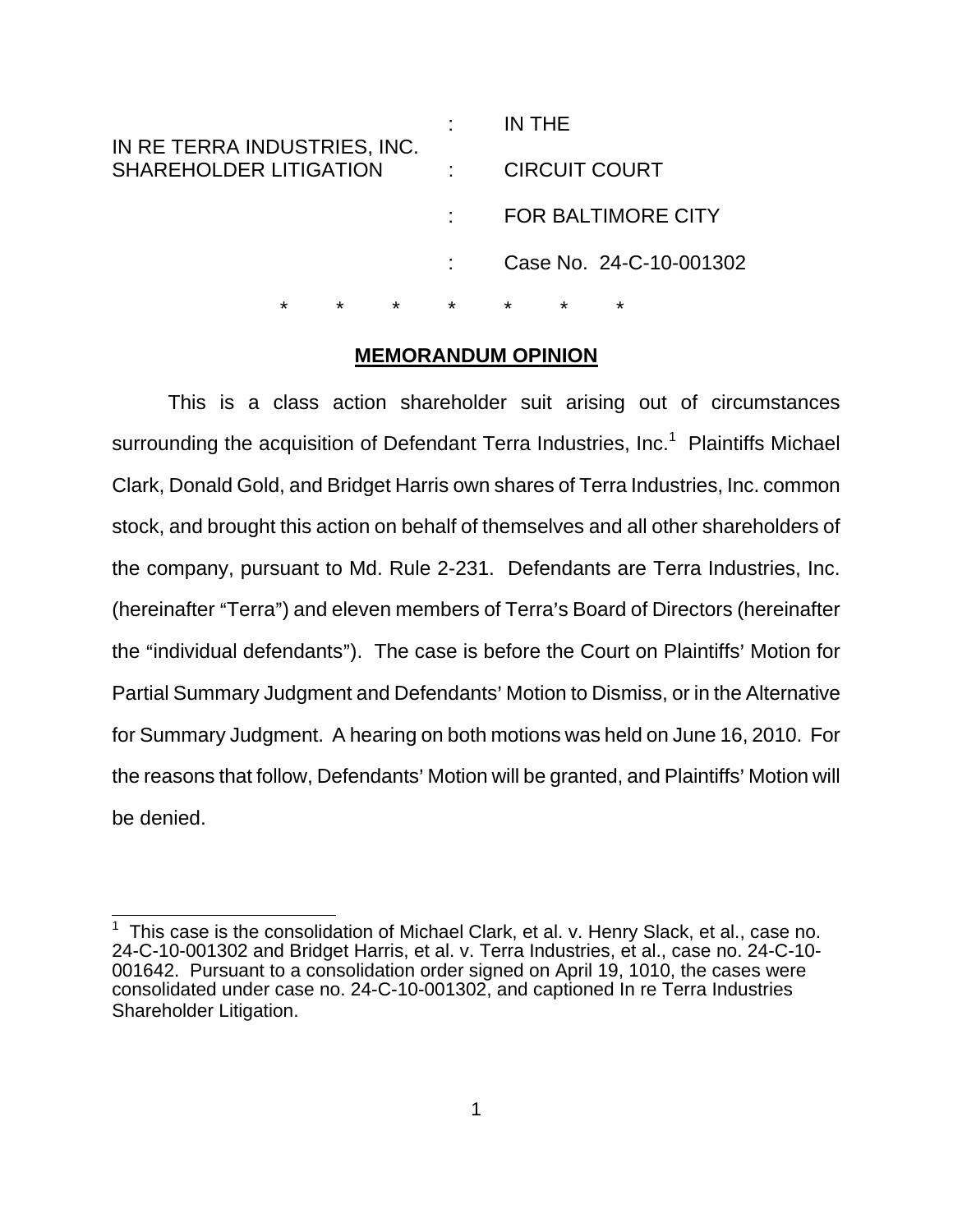| | : | IN THE |
|---|---|---|
| IN RE TERRA INDUSTRIES, INC. SHAREHOLDER LITIGATION | : | CIRCUIT COURT |
| | : | FOR BALTIMORE CITY |
| | : | Case No. 24-C-10-001302 |

\* \* \* \* \* \* \*

## MEMORANDUM OPINION

This is a class action shareholder suit arising out of circumstances surrounding the acquisition of Defendant Terra Industries, Inc.[1] Plaintiffs Michael Clark, Donald Gold, and Bridget Harris own shares of Terra Industries, Inc. common stock, and brought this action on behalf of themselves and all other shareholders of the company, pursuant to Md. Rule 2-231. Defendants are Terra Industries, Inc. (hereinafter "Terra") and eleven members of Terra's Board of Directors (hereinafter the "individual defendants"). The case is before the Court on Plaintiffs' Motion for Partial Summary Judgment and Defendants' Motion to Dismiss, or in the Alternative for Summary Judgment. A hearing on both motions was held on June 16, 2010. For the reasons that follow, Defendants' Motion will be granted, and Plaintiffs' Motion will be denied.

---

[1] This case is the consolidation of Michael Clark, et al. v. Henry Slack, et al., case no. 24-C-10-001302 and Bridget Harris, et al. v. Terra Industries, et al., case no. 24-C-10-001642. Pursuant to a consolidation order signed on April 19, 1010, the cases were consolidated under case no. 24-C-10-001302, and captioned In re Terra Industries Shareholder Litigation.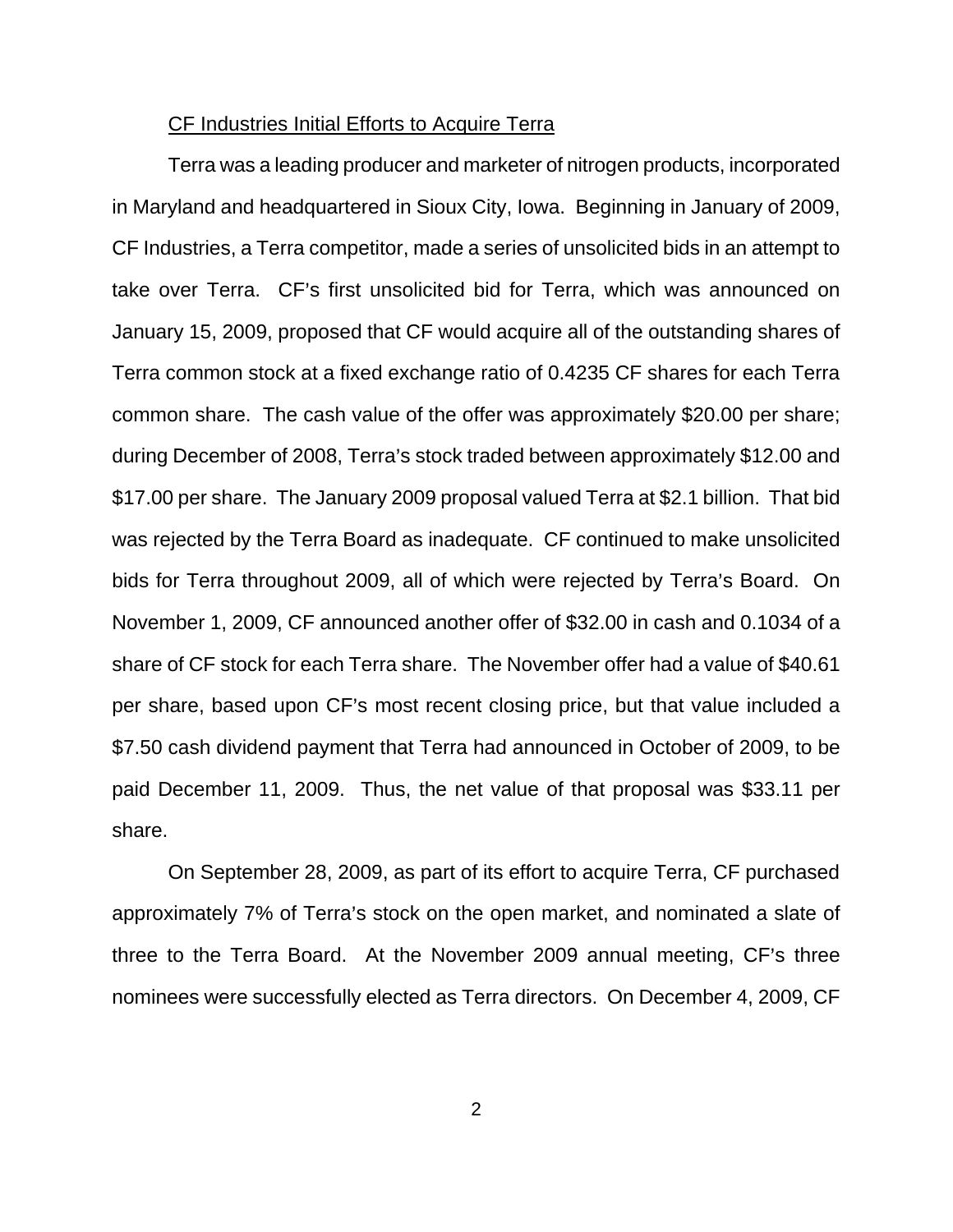<u>CF Industries Initial Efforts to Acquire Terra</u>

Terra was a leading producer and marketer of nitrogen products, incorporated in Maryland and headquartered in Sioux City, Iowa. Beginning in January of 2009, CF Industries, a Terra competitor, made a series of unsolicited bids in an attempt to take over Terra. CF's first unsolicited bid for Terra, which was announced on January 15, 2009, proposed that CF would acquire all of the outstanding shares of Terra common stock at a fixed exchange ratio of 0.4235 CF shares for each Terra common share. The cash value of the offer was approximately $20.00 per share; during December of 2008, Terra's stock traded between approximately $12.00 and $17.00 per share. The January 2009 proposal valued Terra at $2.1 billion. That bid was rejected by the Terra Board as inadequate. CF continued to make unsolicited bids for Terra throughout 2009, all of which were rejected by Terra's Board. On November 1, 2009, CF announced another offer of $32.00 in cash and 0.1034 of a share of CF stock for each Terra share. The November offer had a value of $40.61 per share, based upon CF's most recent closing price, but that value included a $7.50 cash dividend payment that Terra had announced in October of 2009, to be paid December 11, 2009. Thus, the net value of that proposal was $33.11 per share.

On September 28, 2009, as part of its effort to acquire Terra, CF purchased approximately 7% of Terra's stock on the open market, and nominated a slate of three to the Terra Board. At the November 2009 annual meeting, CF's three nominees were successfully elected as Terra directors. On December 4, 2009, CF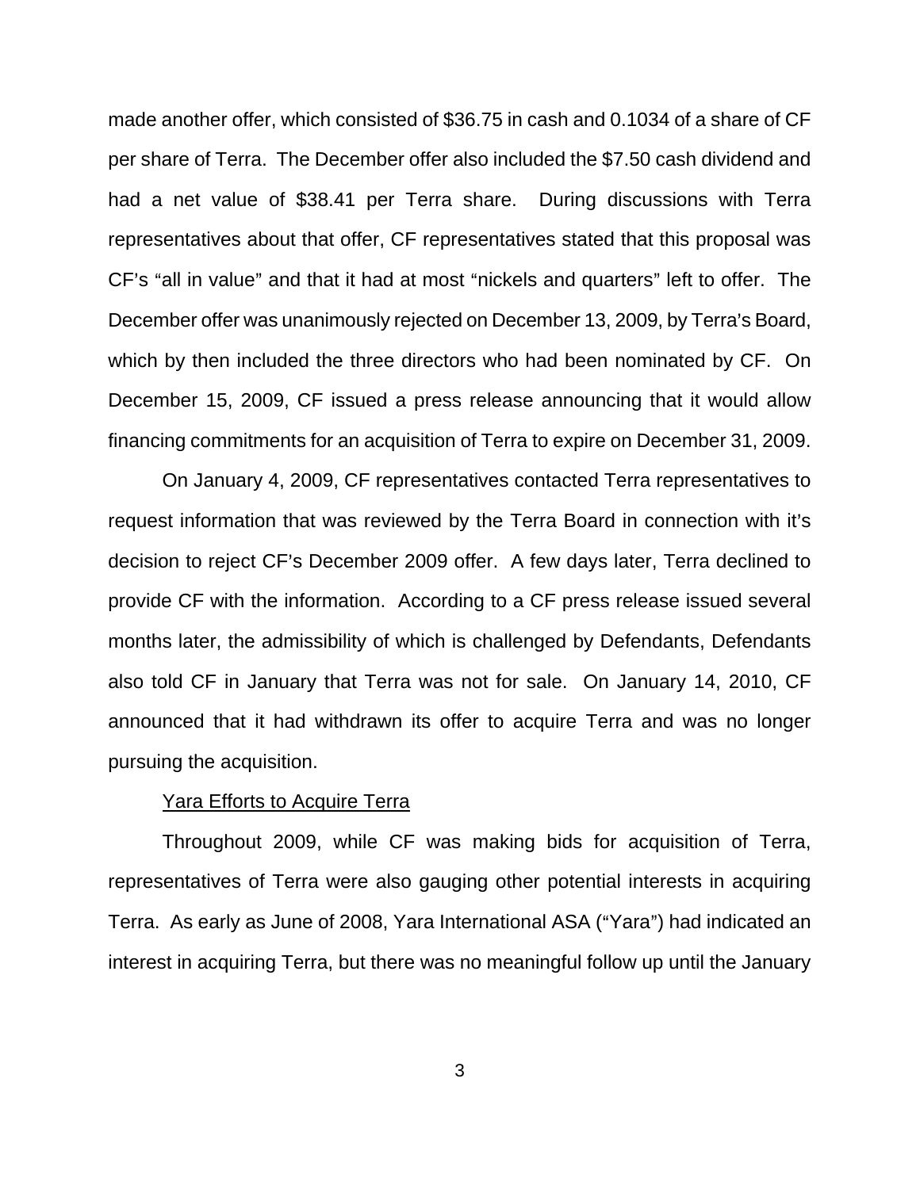made another offer, which consisted of $36.75 in cash and 0.1034 of a share of CF per share of Terra. The December offer also included the $7.50 cash dividend and had a net value of $38.41 per Terra share. During discussions with Terra representatives about that offer, CF representatives stated that this proposal was CF's "all in value" and that it had at most "nickels and quarters" left to offer. The December offer was unanimously rejected on December 13, 2009, by Terra's Board, which by then included the three directors who had been nominated by CF. On December 15, 2009, CF issued a press release announcing that it would allow financing commitments for an acquisition of Terra to expire on December 31, 2009.

On January 4, 2009, CF representatives contacted Terra representatives to request information that was reviewed by the Terra Board in connection with it's decision to reject CF's December 2009 offer. A few days later, Terra declined to provide CF with the information. According to a CF press release issued several months later, the admissibility of which is challenged by Defendants, Defendants also told CF in January that Terra was not for sale. On January 14, 2010, CF announced that it had withdrawn its offer to acquire Terra and was no longer pursuing the acquisition.

<u>Yara Efforts to Acquire Terra</u>

Throughout 2009, while CF was making bids for acquisition of Terra, representatives of Terra were also gauging other potential interests in acquiring Terra. As early as June of 2008, Yara International ASA ("Yara") had indicated an interest in acquiring Terra, but there was no meaningful follow up until the January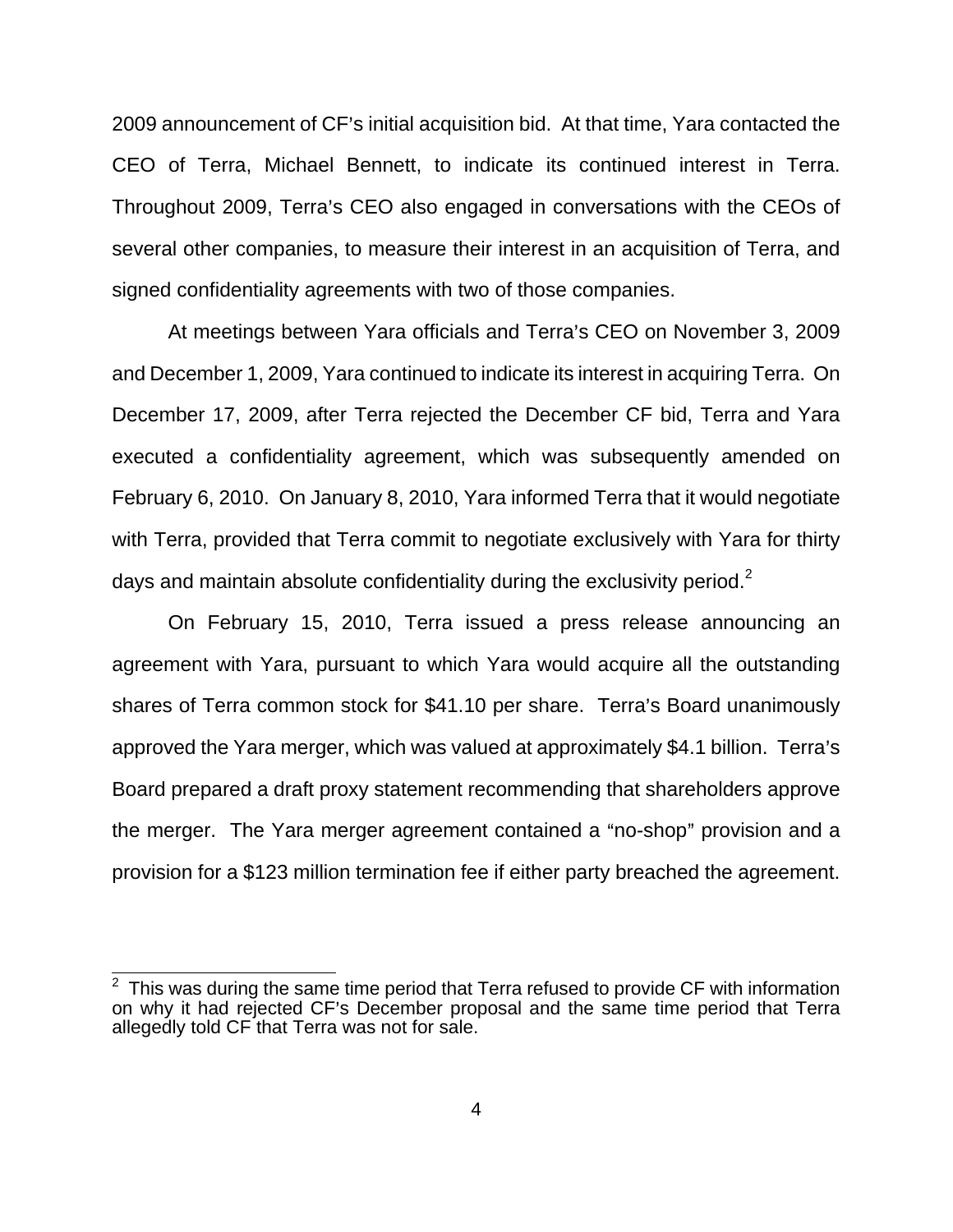2009 announcement of CF's initial acquisition bid. At that time, Yara contacted the CEO of Terra, Michael Bennett, to indicate its continued interest in Terra. Throughout 2009, Terra's CEO also engaged in conversations with the CEOs of several other companies, to measure their interest in an acquisition of Terra, and signed confidentiality agreements with two of those companies.

At meetings between Yara officials and Terra's CEO on November 3, 2009 and December 1, 2009, Yara continued to indicate its interest in acquiring Terra. On December 17, 2009, after Terra rejected the December CF bid, Terra and Yara executed a confidentiality agreement, which was subsequently amended on February 6, 2010. On January 8, 2010, Yara informed Terra that it would negotiate with Terra, provided that Terra commit to negotiate exclusively with Yara for thirty days and maintain absolute confidentiality during the exclusivity period.[2]

On February 15, 2010, Terra issued a press release announcing an agreement with Yara, pursuant to which Yara would acquire all the outstanding shares of Terra common stock for $41.10 per share. Terra's Board unanimously approved the Yara merger, which was valued at approximately $4.1 billion. Terra's Board prepared a draft proxy statement recommending that shareholders approve the merger. The Yara merger agreement contained a "no-shop" provision and a provision for a $123 million termination fee if either party breached the agreement.

---

[2] This was during the same time period that Terra refused to provide CF with information on why it had rejected CF's December proposal and the same time period that Terra allegedly told CF that Terra was not for sale.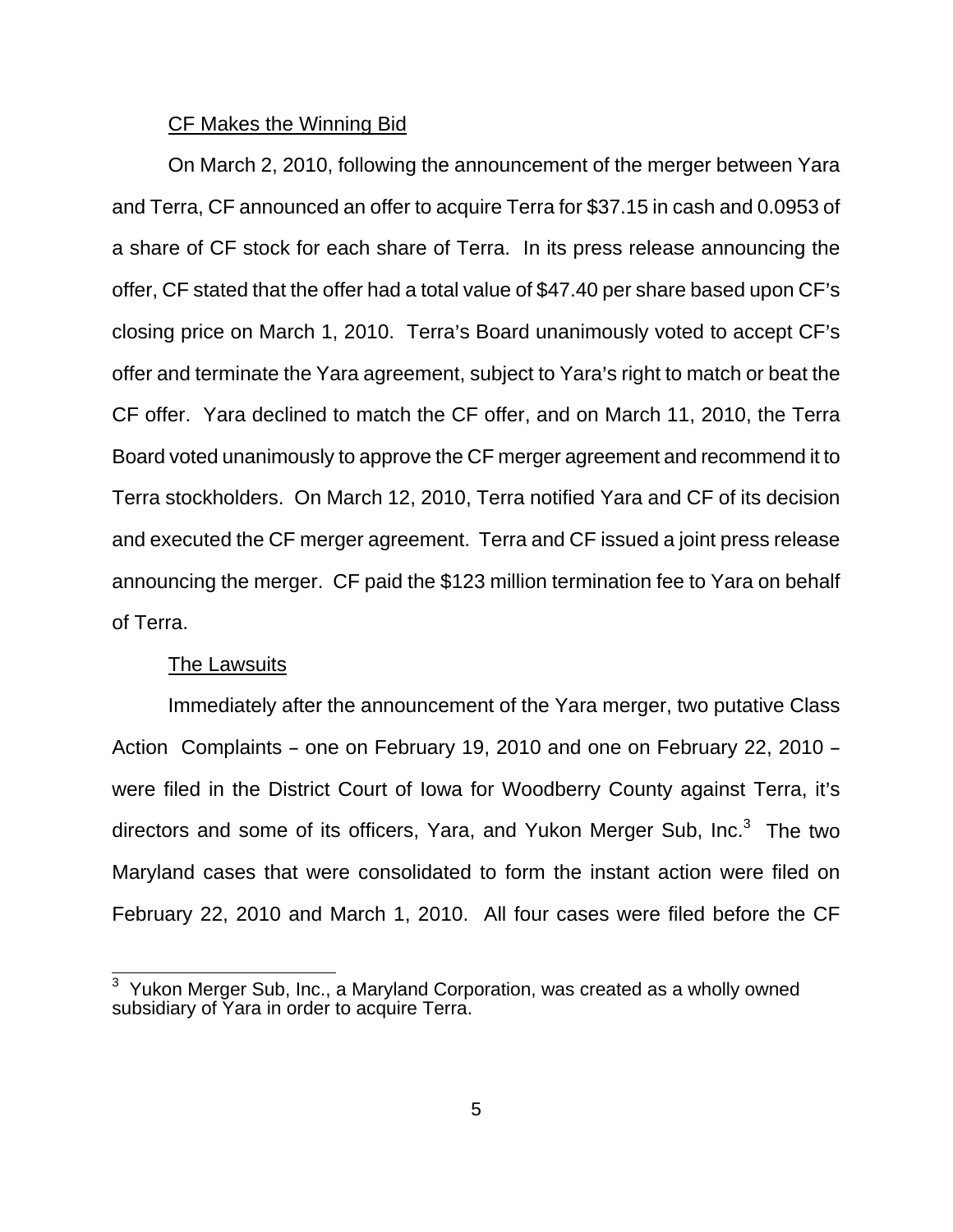CF Makes the Winning Bid

On March 2, 2010, following the announcement of the merger between Yara and Terra, CF announced an offer to acquire Terra for $37.15 in cash and 0.0953 of a share of CF stock for each share of Terra. In its press release announcing the offer, CF stated that the offer had a total value of $47.40 per share based upon CF's closing price on March 1, 2010. Terra's Board unanimously voted to accept CF's offer and terminate the Yara agreement, subject to Yara's right to match or beat the CF offer. Yara declined to match the CF offer, and on March 11, 2010, the Terra Board voted unanimously to approve the CF merger agreement and recommend it to Terra stockholders. On March 12, 2010, Terra notified Yara and CF of its decision and executed the CF merger agreement. Terra and CF issued a joint press release announcing the merger. CF paid the $123 million termination fee to Yara on behalf of Terra.

The Lawsuits

Immediately after the announcement of the Yara merger, two putative Class Action Complaints – one on February 19, 2010 and one on February 22, 2010 – were filed in the District Court of Iowa for Woodberry County against Terra, it's directors and some of its officers, Yara, and Yukon Merger Sub, Inc.[3] The two Maryland cases that were consolidated to form the instant action were filed on February 22, 2010 and March 1, 2010. All four cases were filed before the CF

[3] Yukon Merger Sub, Inc., a Maryland Corporation, was created as a wholly owned subsidiary of Yara in order to acquire Terra.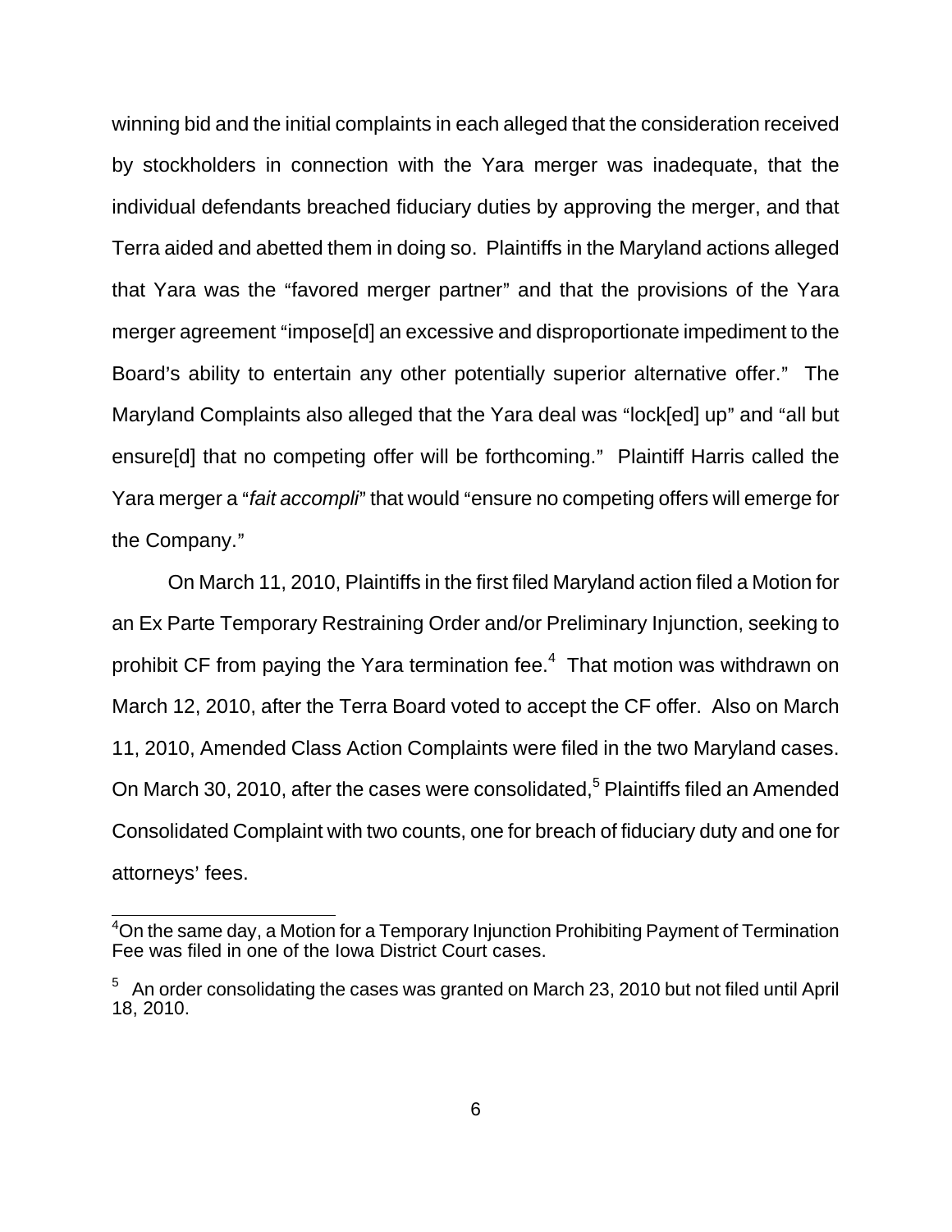winning bid and the initial complaints in each alleged that the consideration received by stockholders in connection with the Yara merger was inadequate, that the individual defendants breached fiduciary duties by approving the merger, and that Terra aided and abetted them in doing so. Plaintiffs in the Maryland actions alleged that Yara was the "favored merger partner" and that the provisions of the Yara merger agreement "impose[d] an excessive and disproportionate impediment to the Board's ability to entertain any other potentially superior alternative offer." The Maryland Complaints also alleged that the Yara deal was "lock[ed] up" and "all but ensure[d] that no competing offer will be forthcoming." Plaintiff Harris called the Yara merger a "*fait accompli*" that would "ensure no competing offers will emerge for the Company."

On March 11, 2010, Plaintiffs in the first filed Maryland action filed a Motion for an Ex Parte Temporary Restraining Order and/or Preliminary Injunction, seeking to prohibit CF from paying the Yara termination fee.[4] That motion was withdrawn on March 12, 2010, after the Terra Board voted to accept the CF offer. Also on March 11, 2010, Amended Class Action Complaints were filed in the two Maryland cases. On March 30, 2010, after the cases were consolidated,[5] Plaintiffs filed an Amended Consolidated Complaint with two counts, one for breach of fiduciary duty and one for attorneys' fees.

---

[4] On the same day, a Motion for a Temporary Injunction Prohibiting Payment of Termination Fee was filed in one of the Iowa District Court cases.

[5] An order consolidating the cases was granted on March 23, 2010 but not filed until April 18, 2010.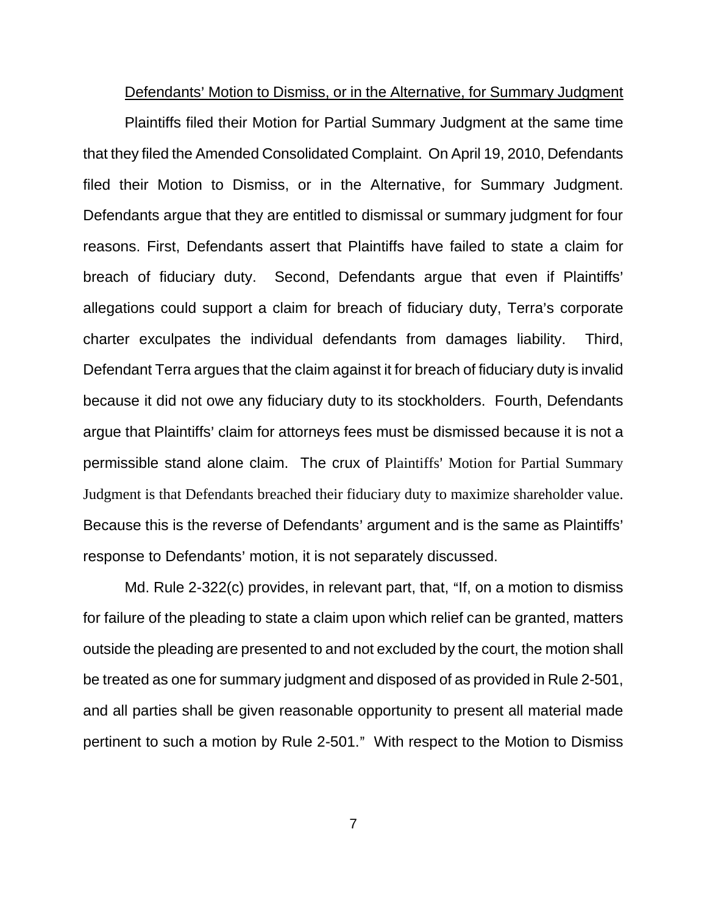Defendants' Motion to Dismiss, or in the Alternative, for Summary Judgment

Plaintiffs filed their Motion for Partial Summary Judgment at the same time that they filed the Amended Consolidated Complaint. On April 19, 2010, Defendants filed their Motion to Dismiss, or in the Alternative, for Summary Judgment. Defendants argue that they are entitled to dismissal or summary judgment for four reasons. First, Defendants assert that Plaintiffs have failed to state a claim for breach of fiduciary duty. Second, Defendants argue that even if Plaintiffs' allegations could support a claim for breach of fiduciary duty, Terra's corporate charter exculpates the individual defendants from damages liability. Third, Defendant Terra argues that the claim against it for breach of fiduciary duty is invalid because it did not owe any fiduciary duty to its stockholders. Fourth, Defendants argue that Plaintiffs' claim for attorneys fees must be dismissed because it is not a permissible stand alone claim. The crux of Plaintiffs' Motion for Partial Summary Judgment is that Defendants breached their fiduciary duty to maximize shareholder value. Because this is the reverse of Defendants' argument and is the same as Plaintiffs' response to Defendants' motion, it is not separately discussed.

Md. Rule 2-322(c) provides, in relevant part, that, "If, on a motion to dismiss for failure of the pleading to state a claim upon which relief can be granted, matters outside the pleading are presented to and not excluded by the court, the motion shall be treated as one for summary judgment and disposed of as provided in Rule 2-501, and all parties shall be given reasonable opportunity to present all material made pertinent to such a motion by Rule 2-501." With respect to the Motion to Dismiss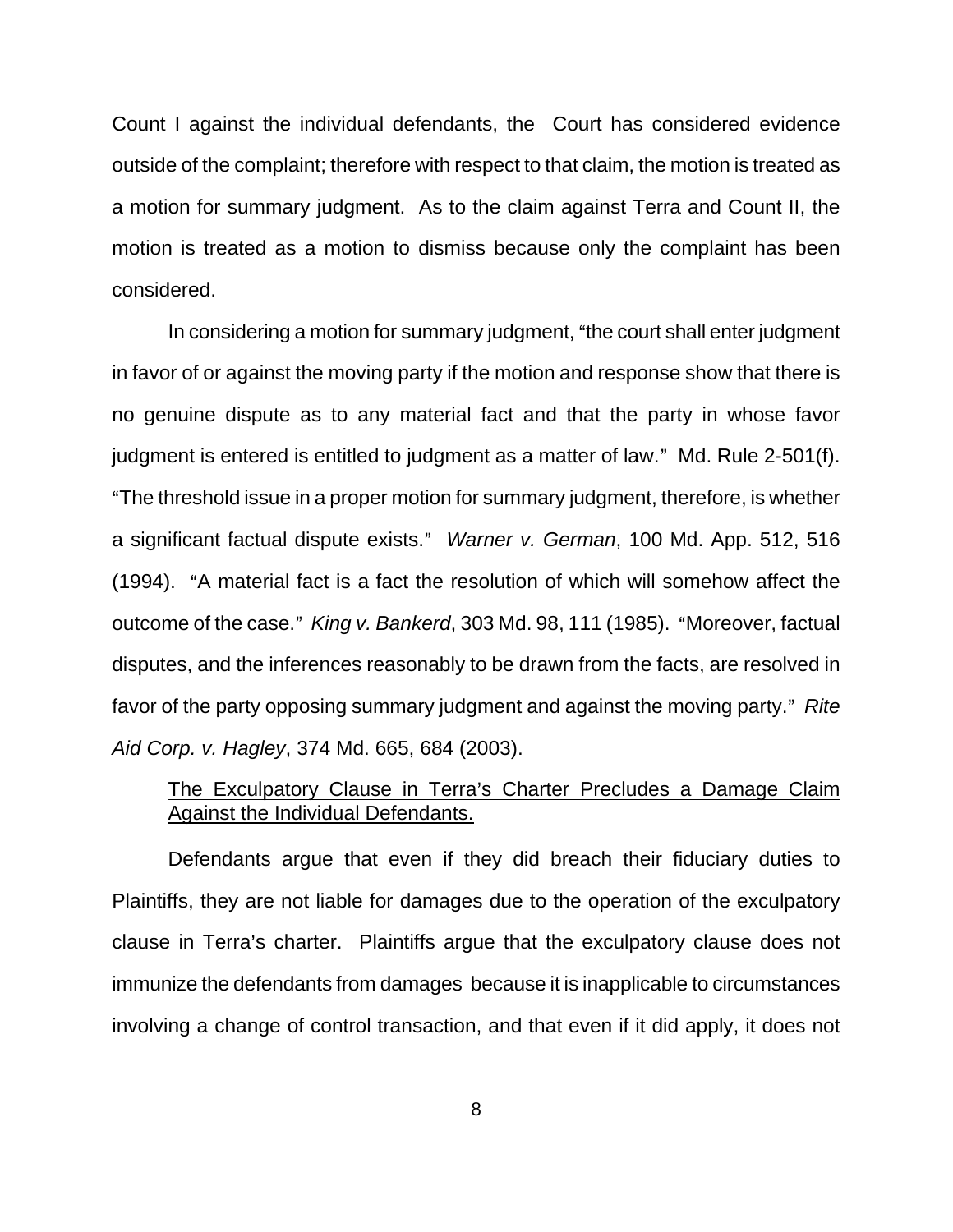Count I against the individual defendants, the Court has considered evidence outside of the complaint; therefore with respect to that claim, the motion is treated as a motion for summary judgment. As to the claim against Terra and Count II, the motion is treated as a motion to dismiss because only the complaint has been considered.

In considering a motion for summary judgment, "the court shall enter judgment in favor of or against the moving party if the motion and response show that there is no genuine dispute as to any material fact and that the party in whose favor judgment is entered is entitled to judgment as a matter of law." Md. Rule 2-501(f). "The threshold issue in a proper motion for summary judgment, therefore, is whether a significant factual dispute exists." *Warner v. German*, 100 Md. App. 512, 516 (1994). "A material fact is a fact the resolution of which will somehow affect the outcome of the case." *King v. Bankerd*, 303 Md. 98, 111 (1985). "Moreover, factual disputes, and the inferences reasonably to be drawn from the facts, are resolved in favor of the party opposing summary judgment and against the moving party." *Rite Aid Corp. v. Hagley*, 374 Md. 665, 684 (2003).

<u>The Exculpatory Clause in Terra's Charter Precludes a Damage Claim Against the Individual Defendants.</u>

Defendants argue that even if they did breach their fiduciary duties to Plaintiffs, they are not liable for damages due to the operation of the exculpatory clause in Terra's charter. Plaintiffs argue that the exculpatory clause does not immunize the defendants from damages because it is inapplicable to circumstances involving a change of control transaction, and that even if it did apply, it does not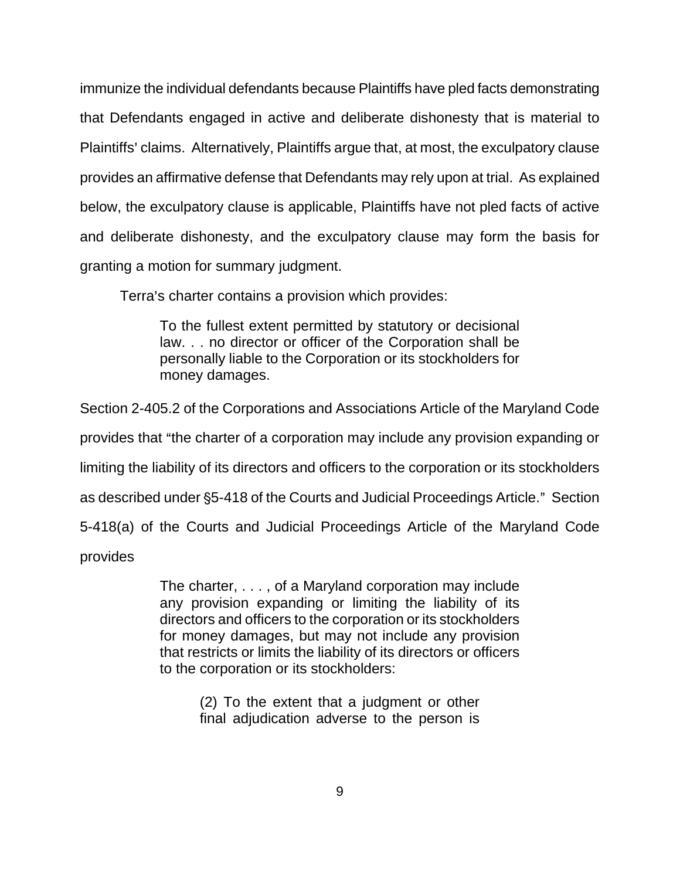immunize the individual defendants because Plaintiffs have pled facts demonstrating that Defendants engaged in active and deliberate dishonesty that is material to Plaintiffs' claims. Alternatively, Plaintiffs argue that, at most, the exculpatory clause provides an affirmative defense that Defendants may rely upon at trial. As explained below, the exculpatory clause is applicable, Plaintiffs have not pled facts of active and deliberate dishonesty, and the exculpatory clause may form the basis for granting a motion for summary judgment.

Terra's charter contains a provision which provides:

> To the fullest extent permitted by statutory or decisional law. . . no director or officer of the Corporation shall be personally liable to the Corporation or its stockholders for money damages.

Section 2-405.2 of the Corporations and Associations Article of the Maryland Code provides that "the charter of a corporation may include any provision expanding or limiting the liability of its directors and officers to the corporation or its stockholders as described under §5-418 of the Courts and Judicial Proceedings Article." Section 5-418(a) of the Courts and Judicial Proceedings Article of the Maryland Code provides

> The charter, . . . , of a Maryland corporation may include any provision expanding or limiting the liability of its directors and officers to the corporation or its stockholders for money damages, but may not include any provision that restricts or limits the liability of its directors or officers to the corporation or its stockholders:
>
> > (2) To the extent that a judgment or other final adjudication adverse to the person is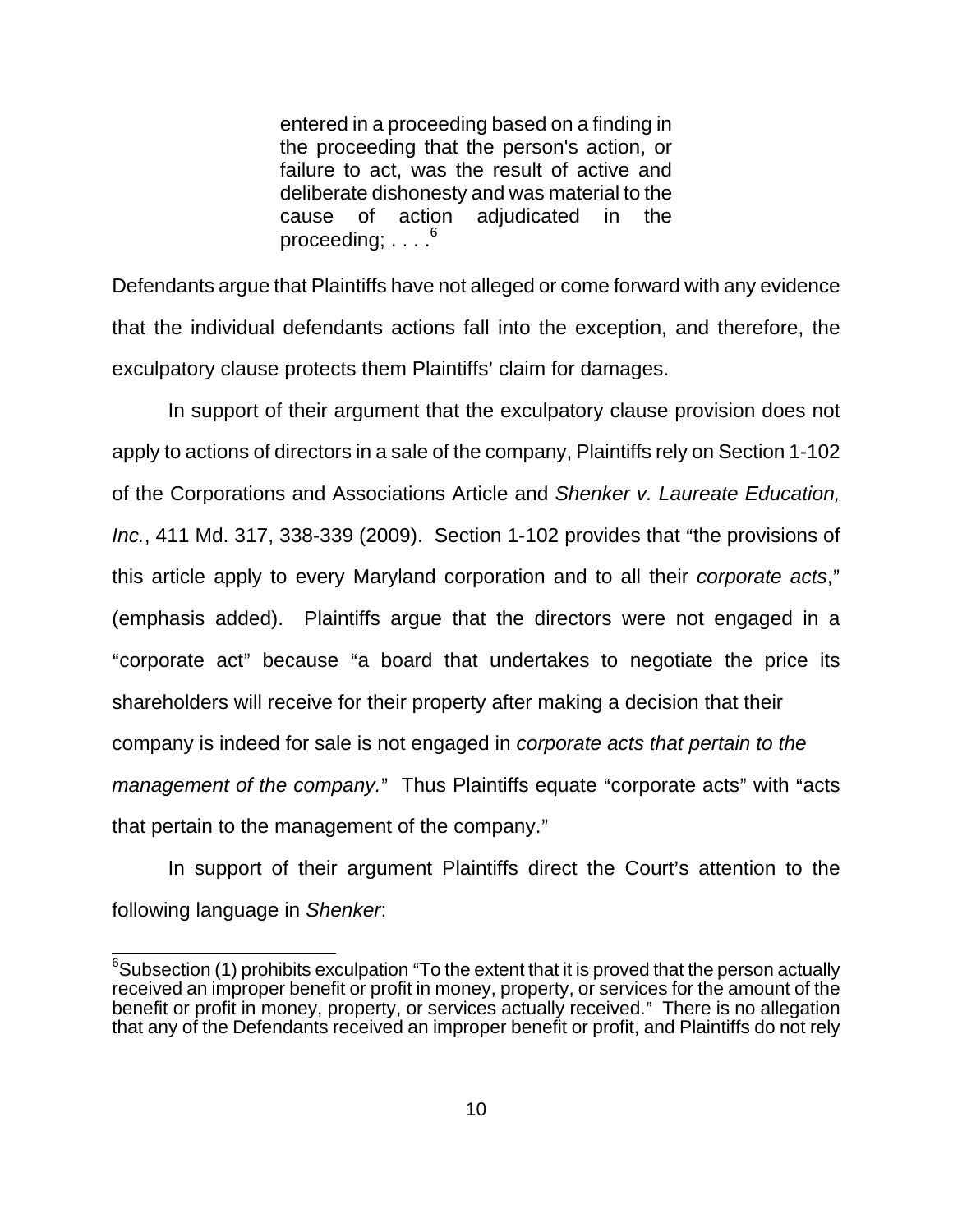> entered in a proceeding based on a finding in the proceeding that the person's action, or failure to act, was the result of active and deliberate dishonesty and was material to the cause of action adjudicated in the proceeding; . . . .[6]

Defendants argue that Plaintiffs have not alleged or come forward with any evidence that the individual defendants actions fall into the exception, and therefore, the exculpatory clause protects them Plaintiffs' claim for damages.

In support of their argument that the exculpatory clause provision does not apply to actions of directors in a sale of the company, Plaintiffs rely on Section 1-102 of the Corporations and Associations Article and *Shenker v. Laureate Education, Inc.*, 411 Md. 317, 338-339 (2009). Section 1-102 provides that "the provisions of this article apply to every Maryland corporation and to all their *corporate acts*," (emphasis added). Plaintiffs argue that the directors were not engaged in a "corporate act" because "a board that undertakes to negotiate the price its shareholders will receive for their property after making a decision that their company is indeed for sale is not engaged in *corporate acts that pertain to the management of the company.*" Thus Plaintiffs equate "corporate acts" with "acts that pertain to the management of the company."

In support of their argument Plaintiffs direct the Court's attention to the following language in *Shenker*:

---

[6]Subsection (1) prohibits exculpation "To the extent that it is proved that the person actually received an improper benefit or profit in money, property, or services for the amount of the benefit or profit in money, property, or services actually received." There is no allegation that any of the Defendants received an improper benefit or profit, and Plaintiffs do not rely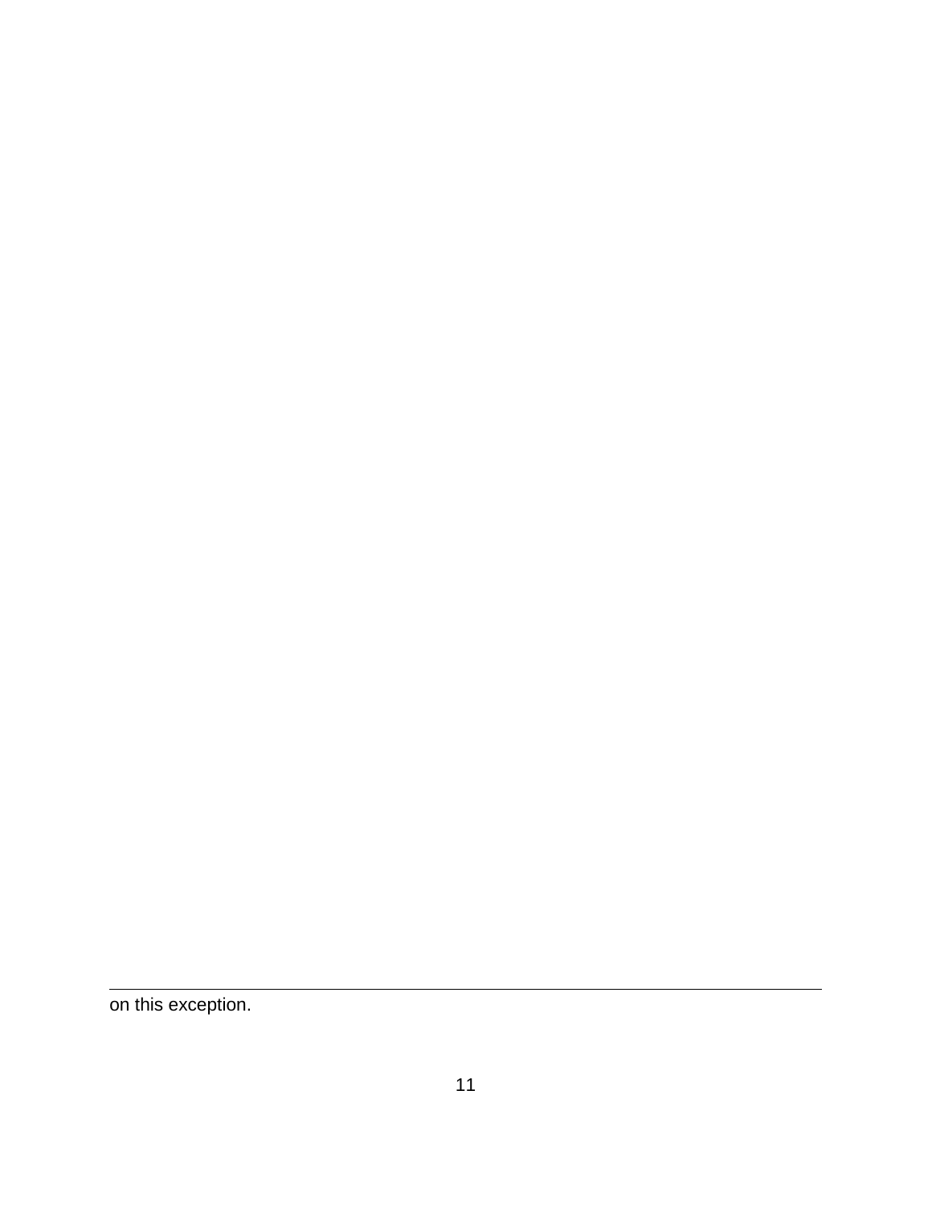on this exception.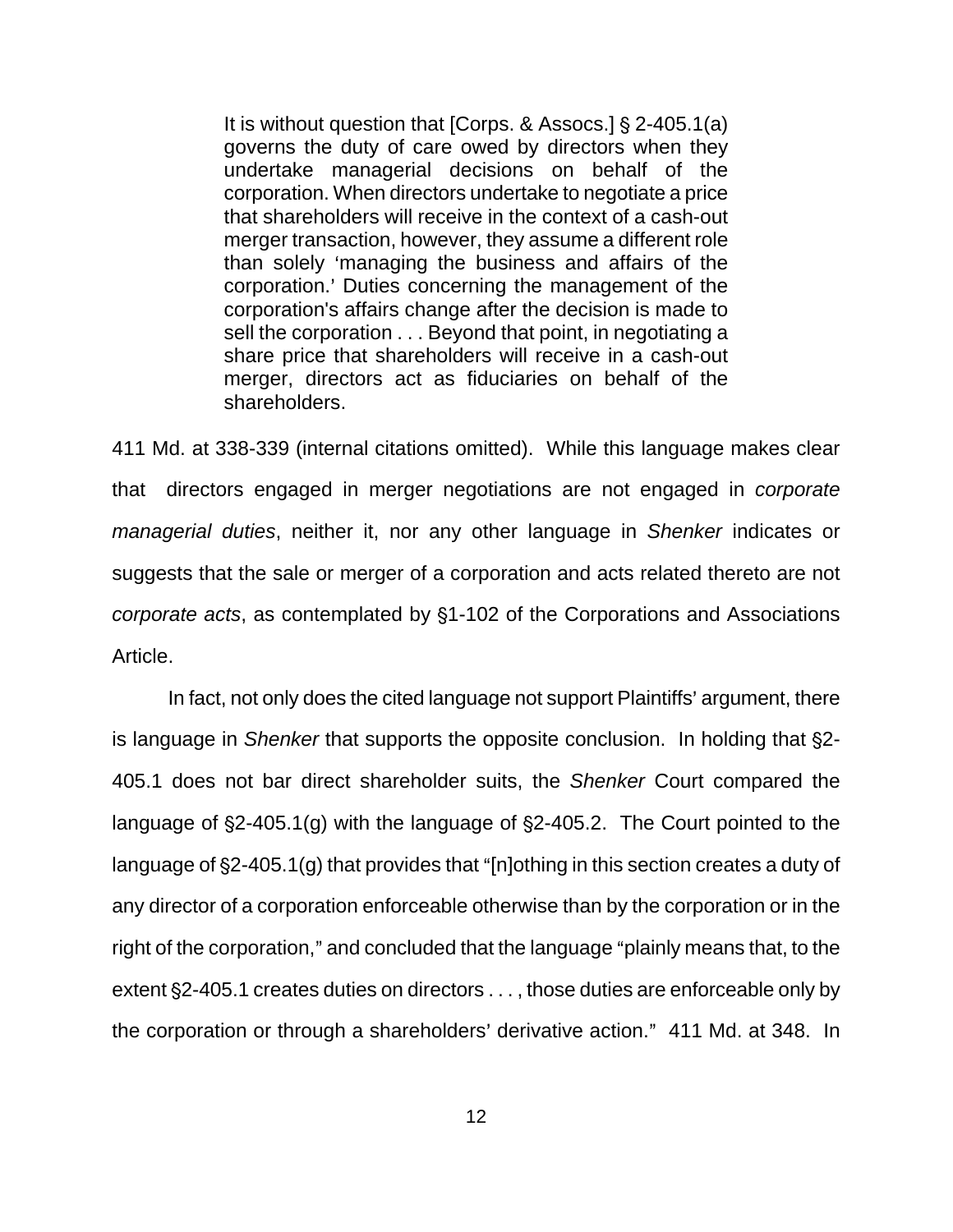> It is without question that [Corps. & Assocs.] § 2-405.1(a) governs the duty of care owed by directors when they undertake managerial decisions on behalf of the corporation. When directors undertake to negotiate a price that shareholders will receive in the context of a cash-out merger transaction, however, they assume a different role than solely 'managing the business and affairs of the corporation.' Duties concerning the management of the corporation's affairs change after the decision is made to sell the corporation . . . Beyond that point, in negotiating a share price that shareholders will receive in a cash-out merger, directors act as fiduciaries on behalf of the shareholders.

411 Md. at 338-339 (internal citations omitted). While this language makes clear that directors engaged in merger negotiations are not engaged in *corporate managerial duties*, neither it, nor any other language in *Shenker* indicates or suggests that the sale or merger of a corporation and acts related thereto are not *corporate acts*, as contemplated by §1-102 of the Corporations and Associations Article.

In fact, not only does the cited language not support Plaintiffs' argument, there is language in *Shenker* that supports the opposite conclusion. In holding that §2-405.1 does not bar direct shareholder suits, the *Shenker* Court compared the language of §2-405.1(g) with the language of §2-405.2. The Court pointed to the language of §2-405.1(g) that provides that "[n]othing in this section creates a duty of any director of a corporation enforceable otherwise than by the corporation or in the right of the corporation," and concluded that the language "plainly means that, to the extent §2-405.1 creates duties on directors . . . , those duties are enforceable only by the corporation or through a shareholders' derivative action." 411 Md. at 348. In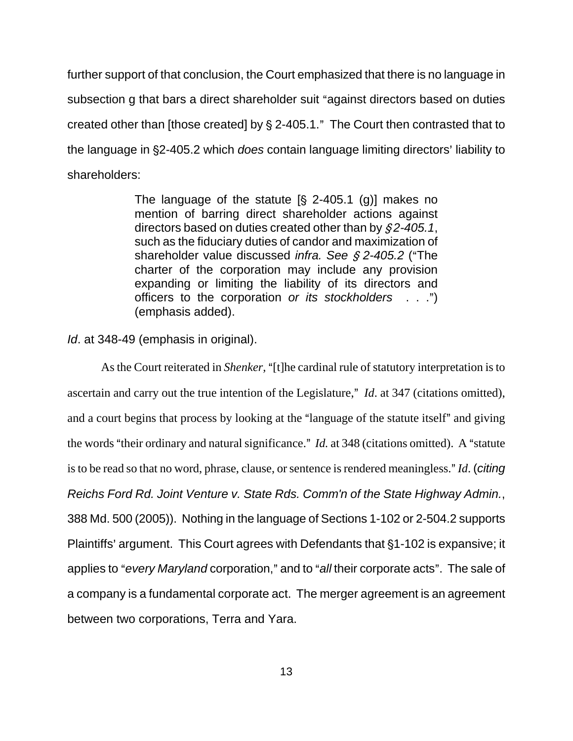further support of that conclusion, the Court emphasized that there is no language in subsection g that bars a direct shareholder suit "against directors based on duties created other than [those created] by § 2-405.1." The Court then contrasted that to the language in §2-405.2 which *does* contain language limiting directors' liability to shareholders:

> The language of the statute [§ 2-405.1 (g)] makes no mention of barring direct shareholder actions against directors based on duties created other than by *§ 2-405.1*, such as the fiduciary duties of candor and maximization of shareholder value discussed *infra. See § 2-405.2* ("The charter of the corporation may include any provision expanding or limiting the liability of its directors and officers to the corporation *or its stockholders* . . .") (emphasis added).

*Id*. at 348-49 (emphasis in original).

As the Court reiterated in *Shenker*, "[t]he cardinal rule of statutory interpretation is to ascertain and carry out the true intention of the Legislature," *Id*. at 347 (citations omitted), and a court begins that process by looking at the "language of the statute itself" and giving the words "their ordinary and natural significance." *Id.* at 348 (citations omitted). A "statute is to be read so that no word, phrase, clause, or sentence is rendered meaningless." *Id*. (*citing Reichs Ford Rd. Joint Venture v. State Rds. Comm'n of the State Highway Admin.*, 388 Md. 500 (2005)). Nothing in the language of Sections 1-102 or 2-504.2 supports Plaintiffs' argument. This Court agrees with Defendants that §1-102 is expansive; it applies to "*every Maryland* corporation," and to "*all* their corporate acts". The sale of a company is a fundamental corporate act. The merger agreement is an agreement between two corporations, Terra and Yara.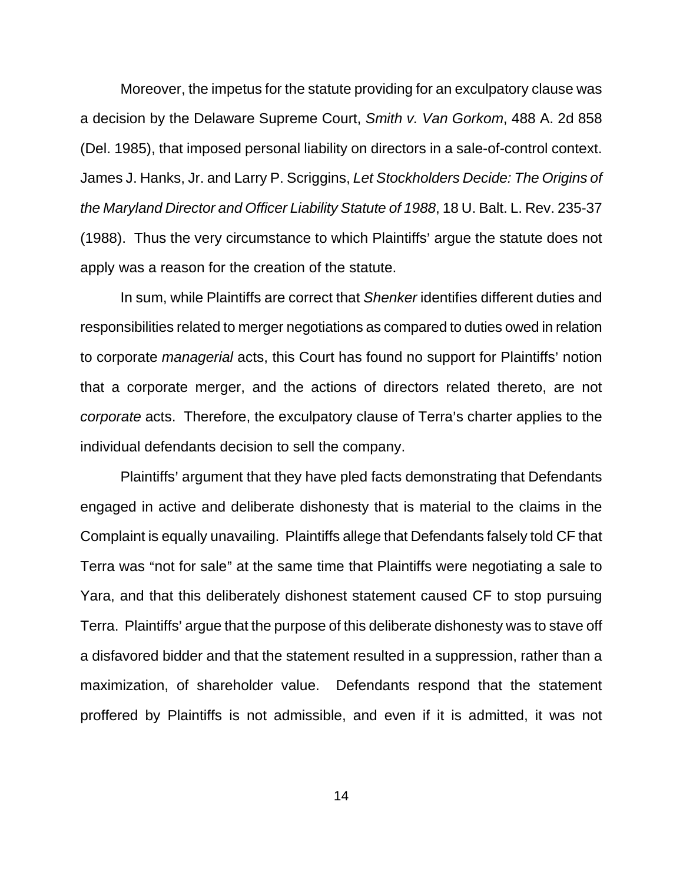Moreover, the impetus for the statute providing for an exculpatory clause was a decision by the Delaware Supreme Court, *Smith v. Van Gorkom*, 488 A. 2d 858 (Del. 1985), that imposed personal liability on directors in a sale-of-control context. James J. Hanks, Jr. and Larry P. Scriggins, *Let Stockholders Decide: The Origins of the Maryland Director and Officer Liability Statute of 1988*, 18 U. Balt. L. Rev. 235-37 (1988). Thus the very circumstance to which Plaintiffs' argue the statute does not apply was a reason for the creation of the statute.

In sum, while Plaintiffs are correct that *Shenker* identifies different duties and responsibilities related to merger negotiations as compared to duties owed in relation to corporate *managerial* acts, this Court has found no support for Plaintiffs' notion that a corporate merger, and the actions of directors related thereto, are not *corporate* acts. Therefore, the exculpatory clause of Terra's charter applies to the individual defendants decision to sell the company.

Plaintiffs' argument that they have pled facts demonstrating that Defendants engaged in active and deliberate dishonesty that is material to the claims in the Complaint is equally unavailing. Plaintiffs allege that Defendants falsely told CF that Terra was "not for sale" at the same time that Plaintiffs were negotiating a sale to Yara, and that this deliberately dishonest statement caused CF to stop pursuing Terra. Plaintiffs' argue that the purpose of this deliberate dishonesty was to stave off a disfavored bidder and that the statement resulted in a suppression, rather than a maximization, of shareholder value. Defendants respond that the statement proffered by Plaintiffs is not admissible, and even if it is admitted, it was not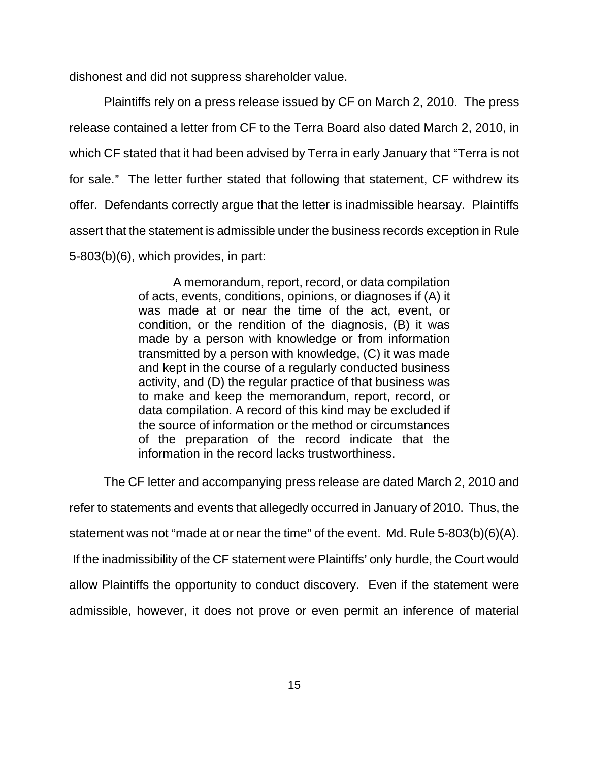dishonest and did not suppress shareholder value.

Plaintiffs rely on a press release issued by CF on March 2, 2010. The press release contained a letter from CF to the Terra Board also dated March 2, 2010, in which CF stated that it had been advised by Terra in early January that "Terra is not for sale." The letter further stated that following that statement, CF withdrew its offer. Defendants correctly argue that the letter is inadmissible hearsay. Plaintiffs assert that the statement is admissible under the business records exception in Rule 5-803(b)(6), which provides, in part:

> A memorandum, report, record, or data compilation of acts, events, conditions, opinions, or diagnoses if (A) it was made at or near the time of the act, event, or condition, or the rendition of the diagnosis, (B) it was made by a person with knowledge or from information transmitted by a person with knowledge, (C) it was made and kept in the course of a regularly conducted business activity, and (D) the regular practice of that business was to make and keep the memorandum, report, record, or data compilation. A record of this kind may be excluded if the source of information or the method or circumstances of the preparation of the record indicate that the information in the record lacks trustworthiness.

The CF letter and accompanying press release are dated March 2, 2010 and refer to statements and events that allegedly occurred in January of 2010. Thus, the statement was not "made at or near the time" of the event. Md. Rule 5-803(b)(6)(A). If the inadmissibility of the CF statement were Plaintiffs' only hurdle, the Court would allow Plaintiffs the opportunity to conduct discovery. Even if the statement were admissible, however, it does not prove or even permit an inference of material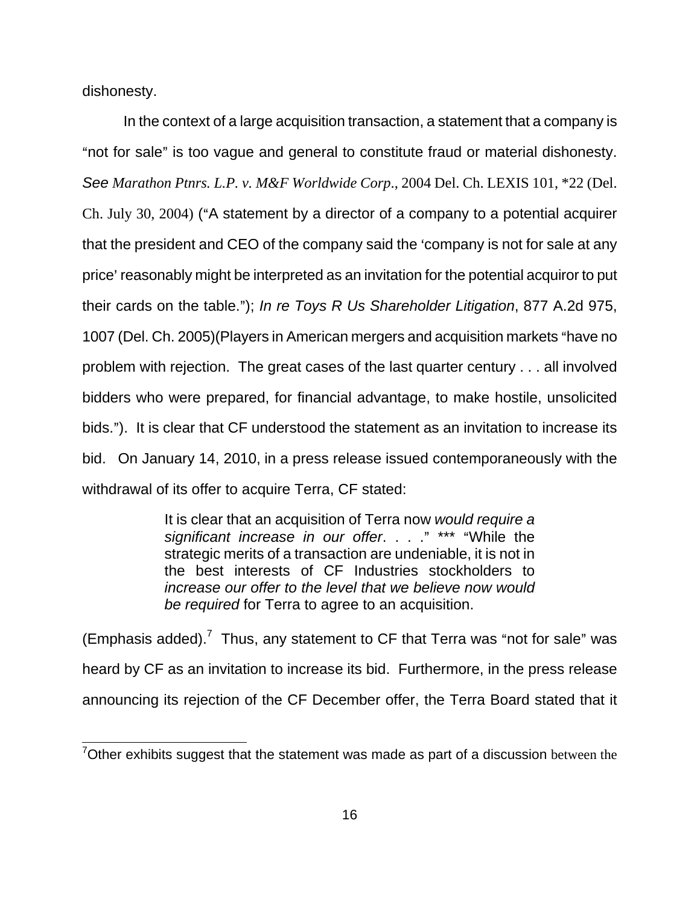dishonesty.

In the context of a large acquisition transaction, a statement that a company is "not for sale" is too vague and general to constitute fraud or material dishonesty. *See Marathon Ptnrs. L.P. v. M&F Worldwide Corp*., 2004 Del. Ch. LEXIS 101, *22 (Del. Ch. July 30, 2004) ("A statement by a director of a company to a potential acquirer that the president and CEO of the company said the 'company is not for sale at any price' reasonably might be interpreted as an invitation for the potential acquiror to put their cards on the table."); *In re Toys R Us Shareholder Litigation*, 877 A.2d 975, 1007 (Del. Ch. 2005)(Players in American mergers and acquisition markets "have no problem with rejection. The great cases of the last quarter century . . . all involved bidders who were prepared, for financial advantage, to make hostile, unsolicited bids."). It is clear that CF understood the statement as an invitation to increase its bid. On January 14, 2010, in a press release issued contemporaneously with the withdrawal of its offer to acquire Terra, CF stated:

> It is clear that an acquisition of Terra now *would require a significant increase in our offer*. . . ." *** "While the strategic merits of a transaction are undeniable, it is not in the best interests of CF Industries stockholders to *increase our offer to the level that we believe now would be required* for Terra to agree to an acquisition.

(Emphasis added).[7] Thus, any statement to CF that Terra was "not for sale" was heard by CF as an invitation to increase its bid. Furthermore, in the press release announcing its rejection of the CF December offer, the Terra Board stated that it

[7]Other exhibits suggest that the statement was made as part of a discussion between the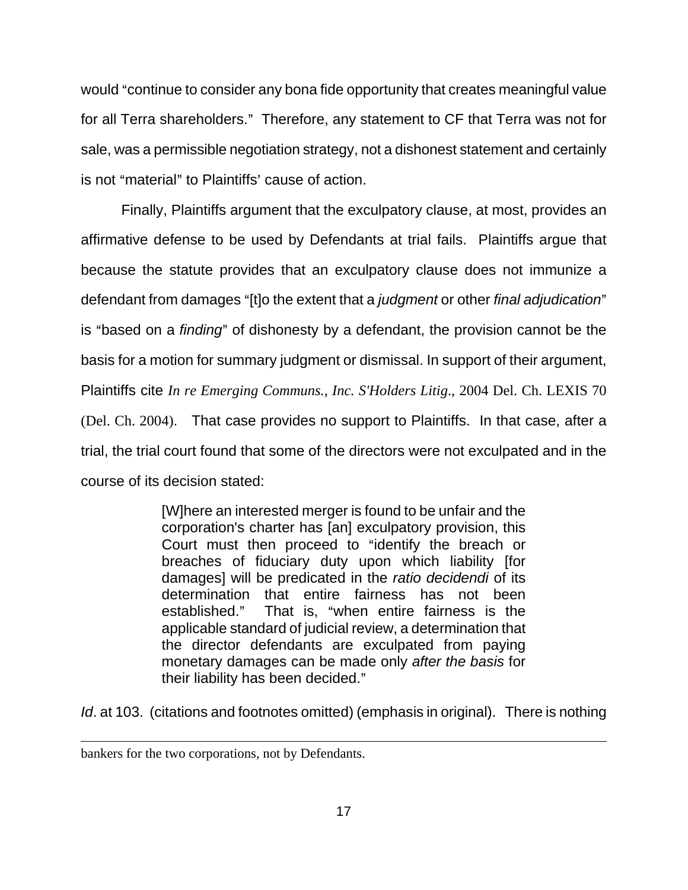would "continue to consider any bona fide opportunity that creates meaningful value for all Terra shareholders." Therefore, any statement to CF that Terra was not for sale, was a permissible negotiation strategy, not a dishonest statement and certainly is not "material" to Plaintiffs' cause of action.

Finally, Plaintiffs argument that the exculpatory clause, at most, provides an affirmative defense to be used by Defendants at trial fails. Plaintiffs argue that because the statute provides that an exculpatory clause does not immunize a defendant from damages "[t]o the extent that a *judgment* or other *final adjudication*" is "based on a *finding*" of dishonesty by a defendant, the provision cannot be the basis for a motion for summary judgment or dismissal. In support of their argument, Plaintiffs cite *In re Emerging Communs., Inc. S'Holders Litig*., 2004 Del. Ch. LEXIS 70 (Del. Ch. 2004). That case provides no support to Plaintiffs. In that case, after a trial, the trial court found that some of the directors were not exculpated and in the course of its decision stated:

> [W]here an interested merger is found to be unfair and the corporation's charter has [an] exculpatory provision, this Court must then proceed to "identify the breach or breaches of fiduciary duty upon which liability [for damages] will be predicated in the *ratio decidendi* of its determination that entire fairness has not been established." That is, "when entire fairness is the applicable standard of judicial review, a determination that the director defendants are exculpated from paying monetary damages can be made only *after the basis* for their liability has been decided."

*Id*. at 103. (citations and footnotes omitted) (emphasis in original). There is nothing

---

bankers for the two corporations, not by Defendants.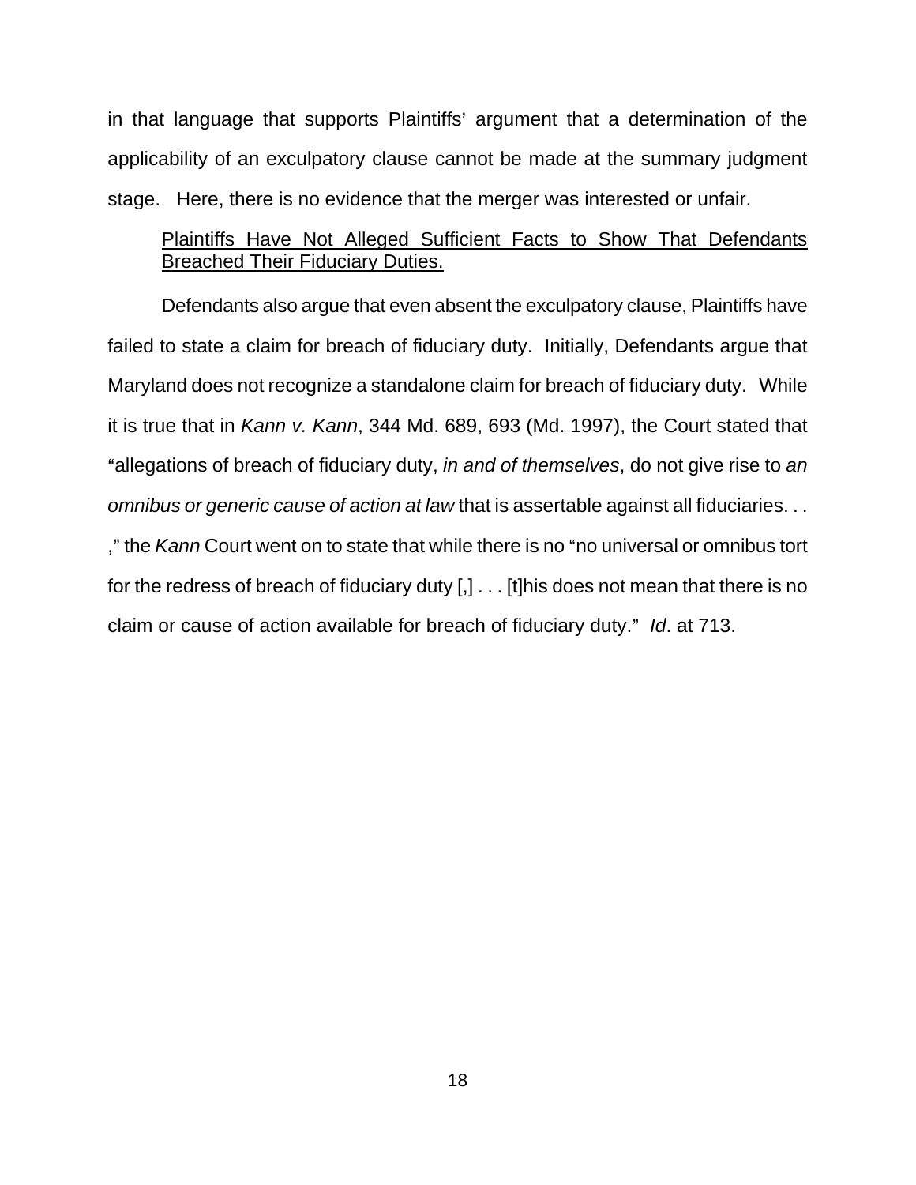in that language that supports Plaintiffs' argument that a determination of the applicability of an exculpatory clause cannot be made at the summary judgment stage. Here, there is no evidence that the merger was interested or unfair.

<u>Plaintiffs Have Not Alleged Sufficient Facts to Show That Defendants Breached Their Fiduciary Duties.</u>

Defendants also argue that even absent the exculpatory clause, Plaintiffs have failed to state a claim for breach of fiduciary duty. Initially, Defendants argue that Maryland does not recognize a standalone claim for breach of fiduciary duty. While it is true that in *Kann v. Kann*, 344 Md. 689, 693 (Md. 1997), the Court stated that "allegations of breach of fiduciary duty, *in and of themselves*, do not give rise to *an omnibus or generic cause of action at law* that is assertable against all fiduciaries. . . ," the *Kann* Court went on to state that while there is no "no universal or omnibus tort for the redress of breach of fiduciary duty [,] . . . [t]his does not mean that there is no claim or cause of action available for breach of fiduciary duty." *Id*. at 713.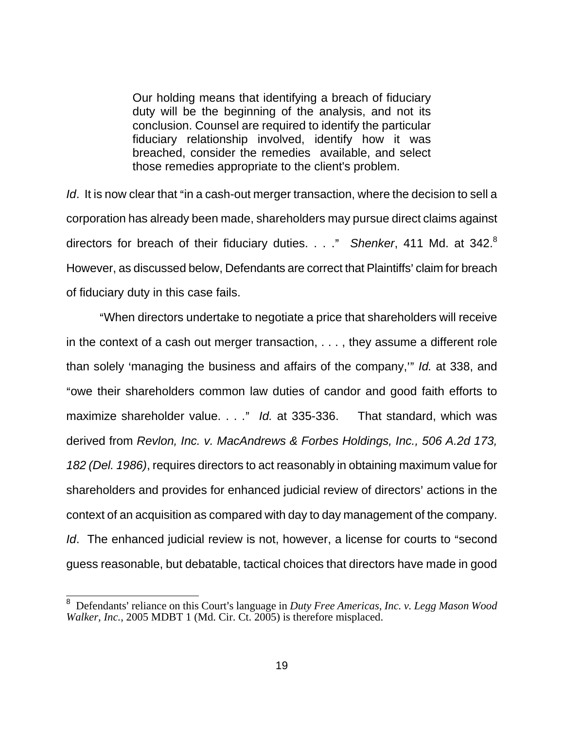> Our holding means that identifying a breach of fiduciary duty will be the beginning of the analysis, and not its conclusion. Counsel are required to identify the particular fiduciary relationship involved, identify how it was breached, consider the remedies available, and select those remedies appropriate to the client's problem.

*Id*. It is now clear that "in a cash-out merger transaction, where the decision to sell a corporation has already been made, shareholders may pursue direct claims against directors for breach of their fiduciary duties. . . ." *Shenker*, 411 Md. at 342.[8] However, as discussed below, Defendants are correct that Plaintiffs' claim for breach of fiduciary duty in this case fails.

"When directors undertake to negotiate a price that shareholders will receive in the context of a cash out merger transaction, . . . , they assume a different role than solely 'managing the business and affairs of the company,'" *Id.* at 338, and "owe their shareholders common law duties of candor and good faith efforts to maximize shareholder value. . . ." *Id.* at 335-336. That standard, which was derived from *Revlon, Inc. v. MacAndrews & Forbes Holdings, Inc., 506 A.2d 173, 182 (Del. 1986)*, requires directors to act reasonably in obtaining maximum value for shareholders and provides for enhanced judicial review of directors' actions in the context of an acquisition as compared with day to day management of the company. *Id*. The enhanced judicial review is not, however, a license for courts to "second guess reasonable, but debatable, tactical choices that directors have made in good

---

[8] Defendants' reliance on this Court's language in *Duty Free Americas, Inc. v. Legg Mason Wood Walker, Inc.*, 2005 MDBT 1 (Md. Cir. Ct. 2005) is therefore misplaced.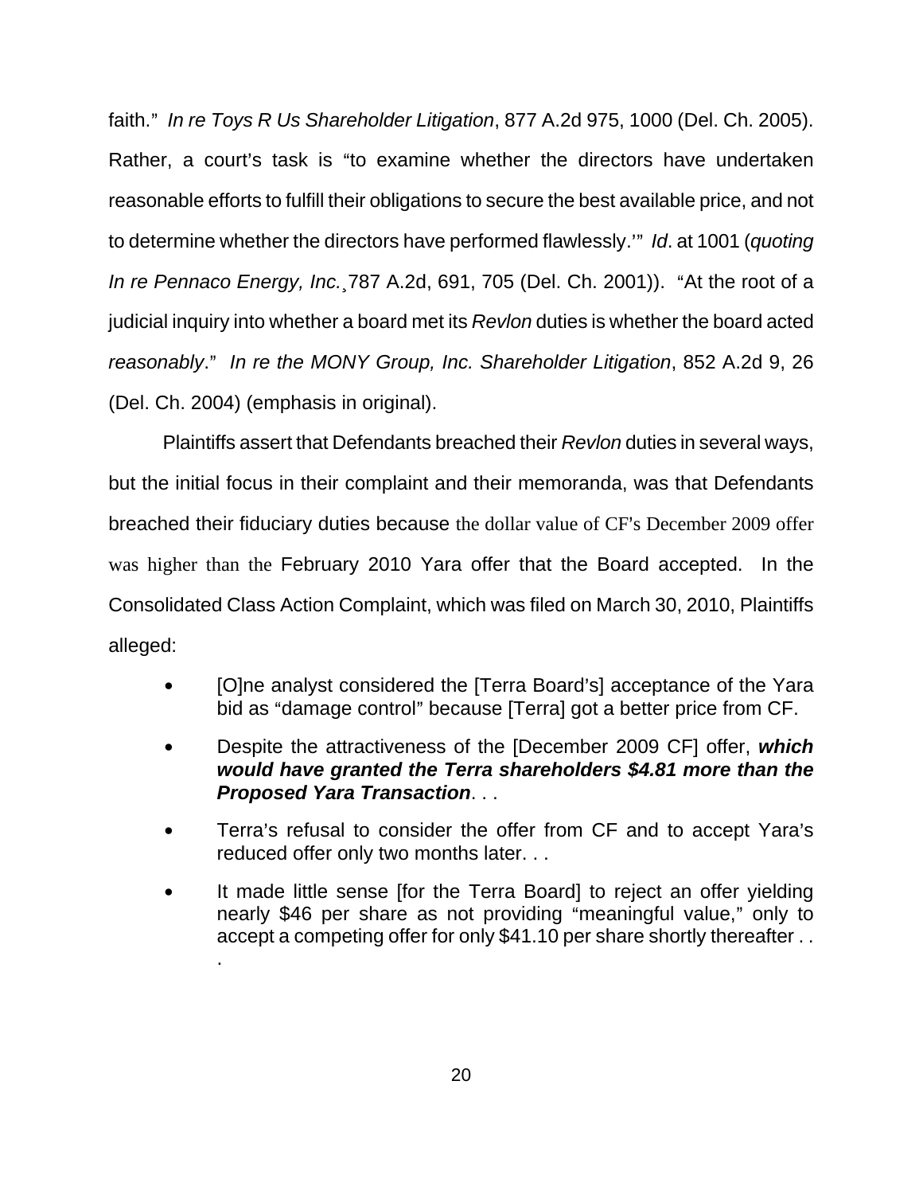faith." *In re Toys R Us Shareholder Litigation*, 877 A.2d 975, 1000 (Del. Ch. 2005). Rather, a court's task is "to examine whether the directors have undertaken reasonable efforts to fulfill their obligations to secure the best available price, and not to determine whether the directors have performed flawlessly.'" *Id*. at 1001 (*quoting In re Pennaco Energy, Inc.*¸787 A.2d, 691, 705 (Del. Ch. 2001)). "At the root of a judicial inquiry into whether a board met its *Revlon* duties is whether the board acted *reasonably*." *In re the MONY Group, Inc. Shareholder Litigation*, 852 A.2d 9, 26 (Del. Ch. 2004) (emphasis in original).

Plaintiffs assert that Defendants breached their *Revlon* duties in several ways, but the initial focus in their complaint and their memoranda, was that Defendants breached their fiduciary duties because the dollar value of CF's December 2009 offer was higher than the February 2010 Yara offer that the Board accepted. In the Consolidated Class Action Complaint, which was filed on March 30, 2010, Plaintiffs alleged:

- [O]ne analyst considered the [Terra Board's] acceptance of the Yara bid as "damage control" because [Terra] got a better price from CF.
- Despite the attractiveness of the [December 2009 CF] offer, ***which would have granted the Terra shareholders $4.81 more than the Proposed Yara Transaction***. . .
- Terra's refusal to consider the offer from CF and to accept Yara's reduced offer only two months later. . .
- It made little sense [for the Terra Board] to reject an offer yielding nearly $46 per share as not providing "meaningful value," only to accept a competing offer for only $41.10 per share shortly thereafter . . .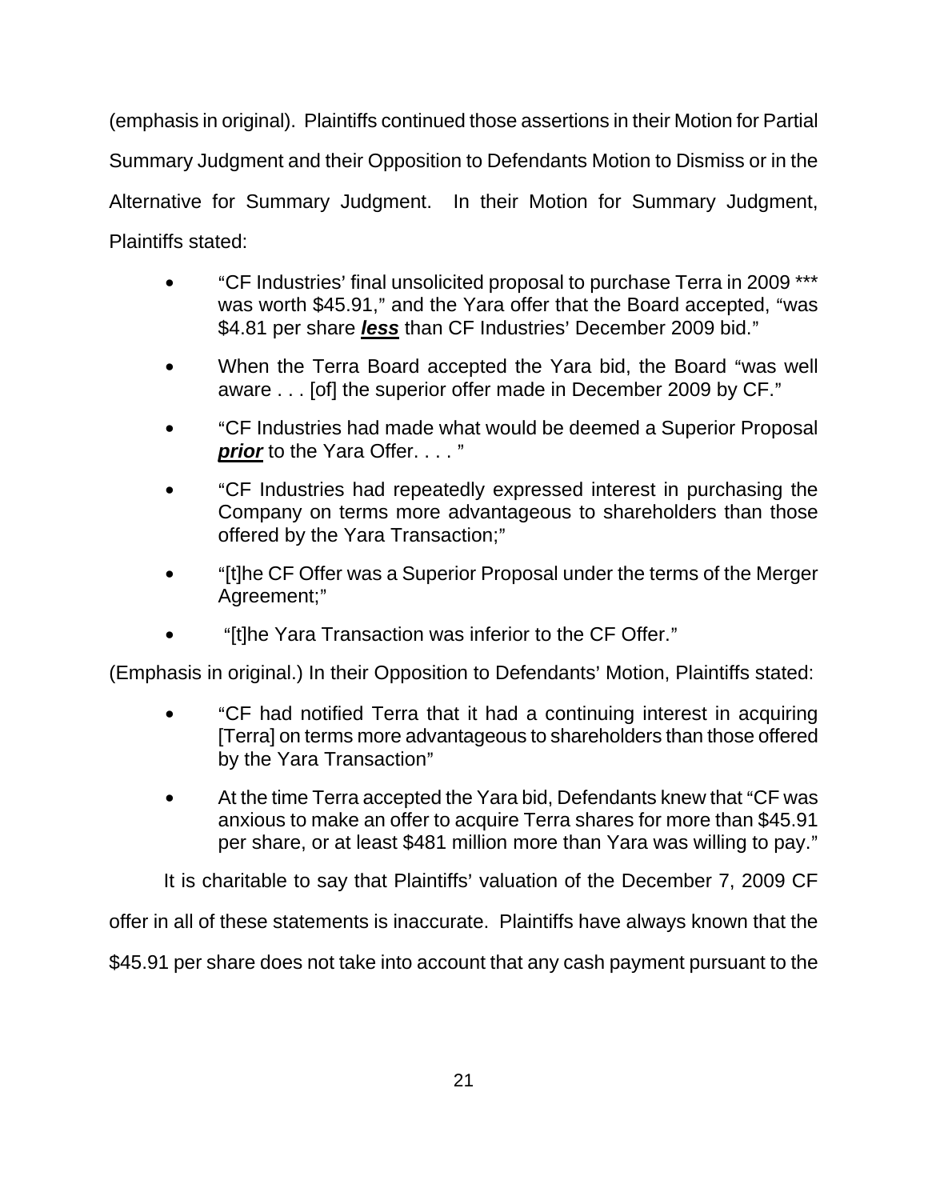(emphasis in original). Plaintiffs continued those assertions in their Motion for Partial Summary Judgment and their Opposition to Defendants Motion to Dismiss or in the Alternative for Summary Judgment. In their Motion for Summary Judgment, Plaintiffs stated:

- "CF Industries' final unsolicited proposal to purchase Terra in 2009 *** was worth $45.91," and the Yara offer that the Board accepted, "was $4.81 per share ***less*** than CF Industries' December 2009 bid."
- When the Terra Board accepted the Yara bid, the Board "was well aware . . . [of] the superior offer made in December 2009 by CF."
- "CF Industries had made what would be deemed a Superior Proposal ***prior*** to the Yara Offer. . . . "
- "CF Industries had repeatedly expressed interest in purchasing the Company on terms more advantageous to shareholders than those offered by the Yara Transaction;"
- "[t]he CF Offer was a Superior Proposal under the terms of the Merger Agreement;"
- "[t]he Yara Transaction was inferior to the CF Offer."

(Emphasis in original.) In their Opposition to Defendants' Motion, Plaintiffs stated:

- "CF had notified Terra that it had a continuing interest in acquiring [Terra] on terms more advantageous to shareholders than those offered by the Yara Transaction"
- At the time Terra accepted the Yara bid, Defendants knew that "CF was anxious to make an offer to acquire Terra shares for more than $45.91 per share, or at least $481 million more than Yara was willing to pay."

It is charitable to say that Plaintiffs' valuation of the December 7, 2009 CF offer in all of these statements is inaccurate. Plaintiffs have always known that the $45.91 per share does not take into account that any cash payment pursuant to the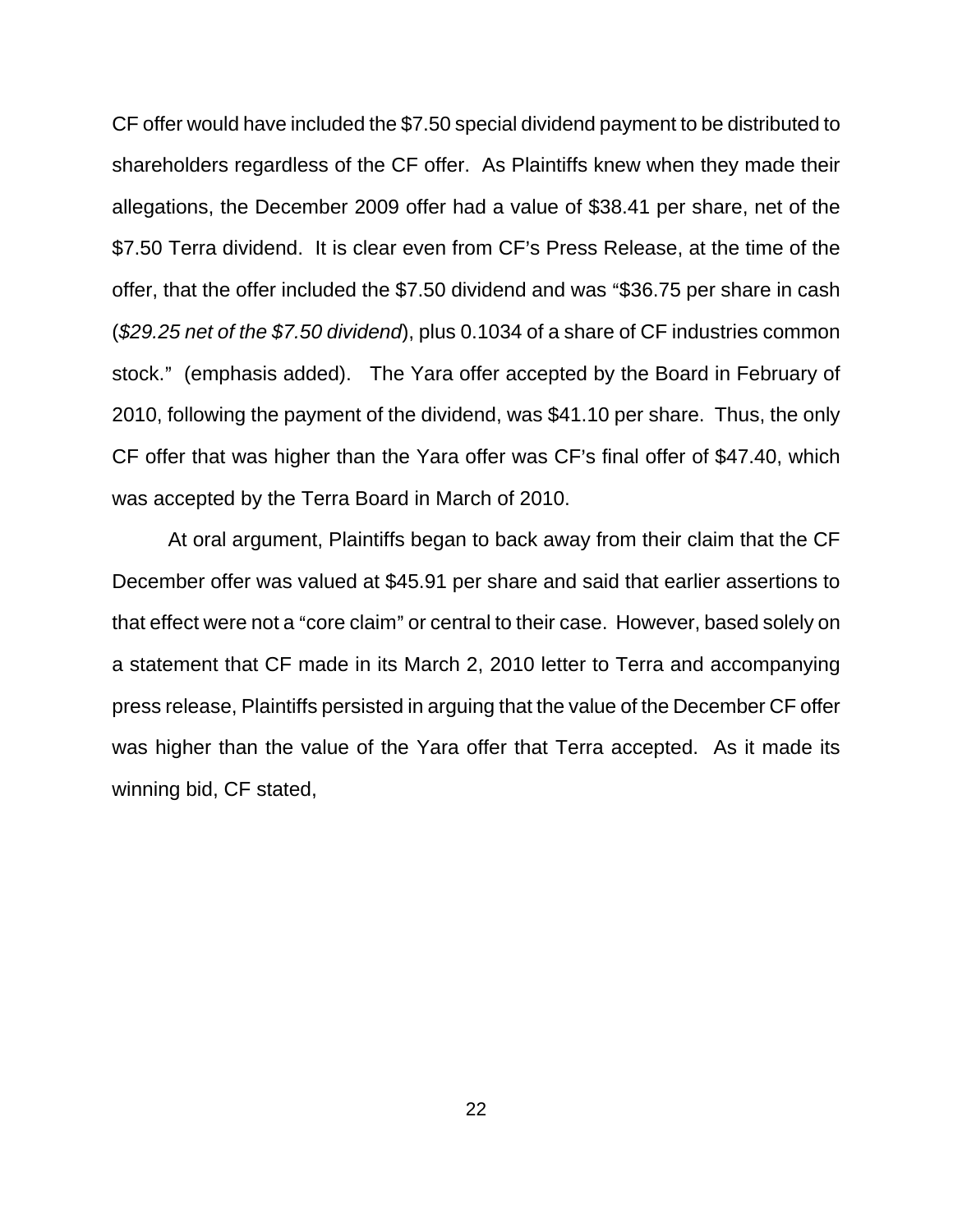CF offer would have included the $7.50 special dividend payment to be distributed to shareholders regardless of the CF offer. As Plaintiffs knew when they made their allegations, the December 2009 offer had a value of $38.41 per share, net of the $7.50 Terra dividend. It is clear even from CF's Press Release, at the time of the offer, that the offer included the $7.50 dividend and was "$36.75 per share in cash (*$29.25 net of the $7.50 dividend*), plus 0.1034 of a share of CF industries common stock." (emphasis added). The Yara offer accepted by the Board in February of 2010, following the payment of the dividend, was $41.10 per share. Thus, the only CF offer that was higher than the Yara offer was CF's final offer of $47.40, which was accepted by the Terra Board in March of 2010.

At oral argument, Plaintiffs began to back away from their claim that the CF December offer was valued at $45.91 per share and said that earlier assertions to that effect were not a "core claim" or central to their case. However, based solely on a statement that CF made in its March 2, 2010 letter to Terra and accompanying press release, Plaintiffs persisted in arguing that the value of the December CF offer was higher than the value of the Yara offer that Terra accepted. As it made its winning bid, CF stated,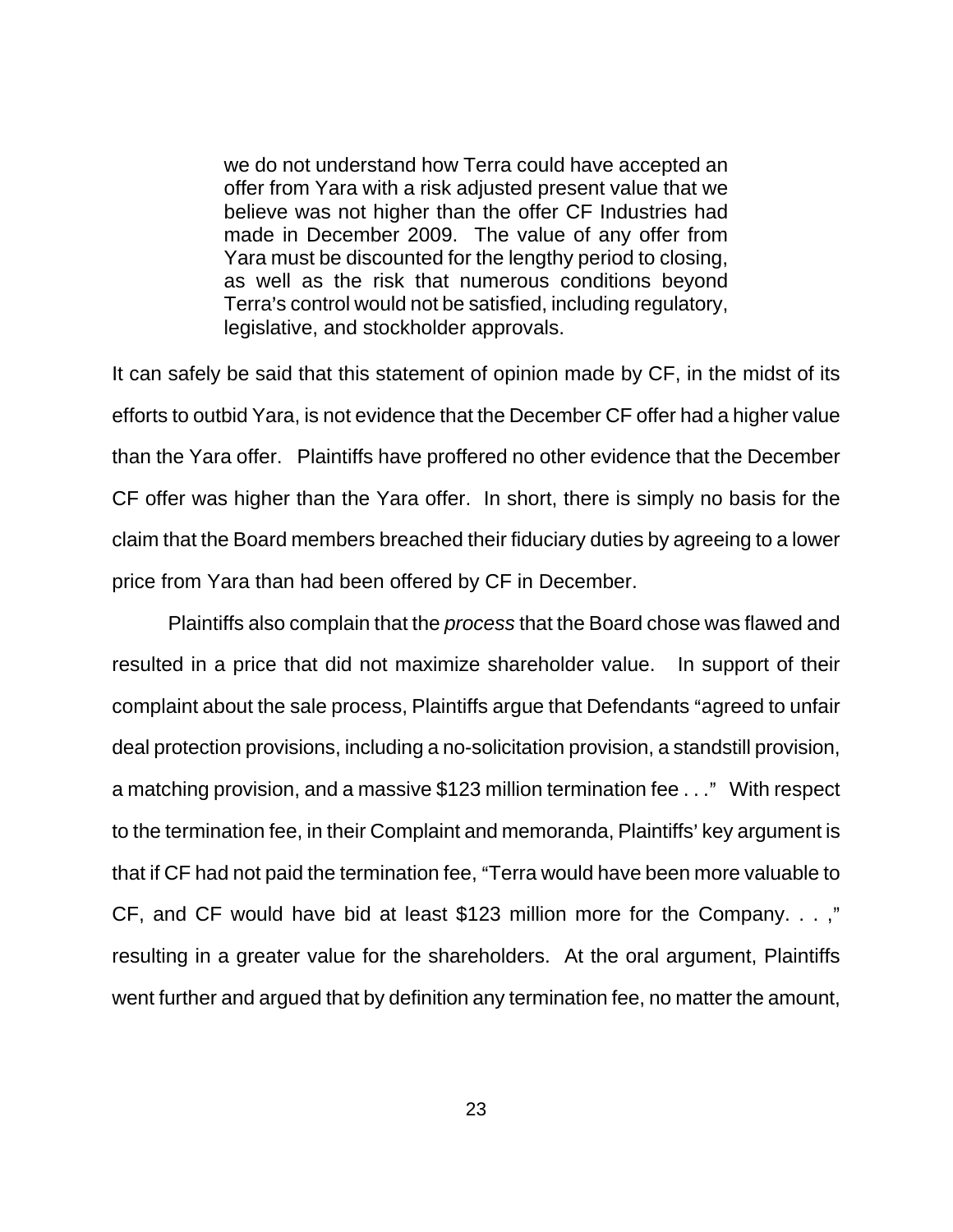> we do not understand how Terra could have accepted an offer from Yara with a risk adjusted present value that we believe was not higher than the offer CF Industries had made in December 2009. The value of any offer from Yara must be discounted for the lengthy period to closing, as well as the risk that numerous conditions beyond Terra's control would not be satisfied, including regulatory, legislative, and stockholder approvals.

It can safely be said that this statement of opinion made by CF, in the midst of its efforts to outbid Yara, is not evidence that the December CF offer had a higher value than the Yara offer. Plaintiffs have proffered no other evidence that the December CF offer was higher than the Yara offer. In short, there is simply no basis for the claim that the Board members breached their fiduciary duties by agreeing to a lower price from Yara than had been offered by CF in December.

Plaintiffs also complain that the *process* that the Board chose was flawed and resulted in a price that did not maximize shareholder value. In support of their complaint about the sale process, Plaintiffs argue that Defendants "agreed to unfair deal protection provisions, including a no-solicitation provision, a standstill provision, a matching provision, and a massive $123 million termination fee . . ." With respect to the termination fee, in their Complaint and memoranda, Plaintiffs' key argument is that if CF had not paid the termination fee, "Terra would have been more valuable to CF, and CF would have bid at least $123 million more for the Company. . . ," resulting in a greater value for the shareholders. At the oral argument, Plaintiffs went further and argued that by definition any termination fee, no matter the amount,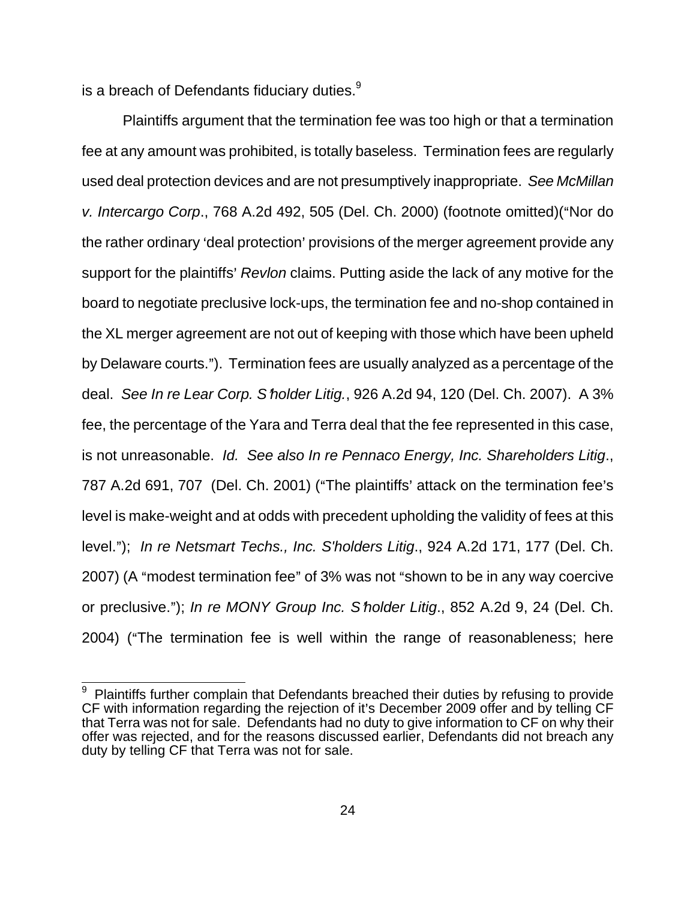is a breach of Defendants fiduciary duties.[9]

Plaintiffs argument that the termination fee was too high or that a termination fee at any amount was prohibited, is totally baseless. Termination fees are regularly used deal protection devices and are not presumptively inappropriate. *See McMillan v. Intercargo Corp*., 768 A.2d 492, 505 (Del. Ch. 2000) (footnote omitted)("Nor do the rather ordinary 'deal protection' provisions of the merger agreement provide any support for the plaintiffs' *Revlon* claims. Putting aside the lack of any motive for the board to negotiate preclusive lock-ups, the termination fee and no-shop contained in the XL merger agreement are not out of keeping with those which have been upheld by Delaware courts."). Termination fees are usually analyzed as a percentage of the deal. *See In re Lear Corp. S'holder Litig.*, 926 A.2d 94, 120 (Del. Ch. 2007). A 3% fee, the percentage of the Yara and Terra deal that the fee represented in this case, is not unreasonable. *Id. See also In re Pennaco Energy, Inc. Shareholders Litig*., 787 A.2d 691, 707 (Del. Ch. 2001) ("The plaintiffs' attack on the termination fee's level is make-weight and at odds with precedent upholding the validity of fees at this level."); *In re Netsmart Techs., Inc. S'holders Litig*., 924 A.2d 171, 177 (Del. Ch. 2007) (A "modest termination fee" of 3% was not "shown to be in any way coercive or preclusive."); *In re MONY Group Inc. S'holder Litig*., 852 A.2d 9, 24 (Del. Ch. 2004) ("The termination fee is well within the range of reasonableness; here

[9] Plaintiffs further complain that Defendants breached their duties by refusing to provide CF with information regarding the rejection of it's December 2009 offer and by telling CF that Terra was not for sale. Defendants had no duty to give information to CF on why their offer was rejected, and for the reasons discussed earlier, Defendants did not breach any duty by telling CF that Terra was not for sale.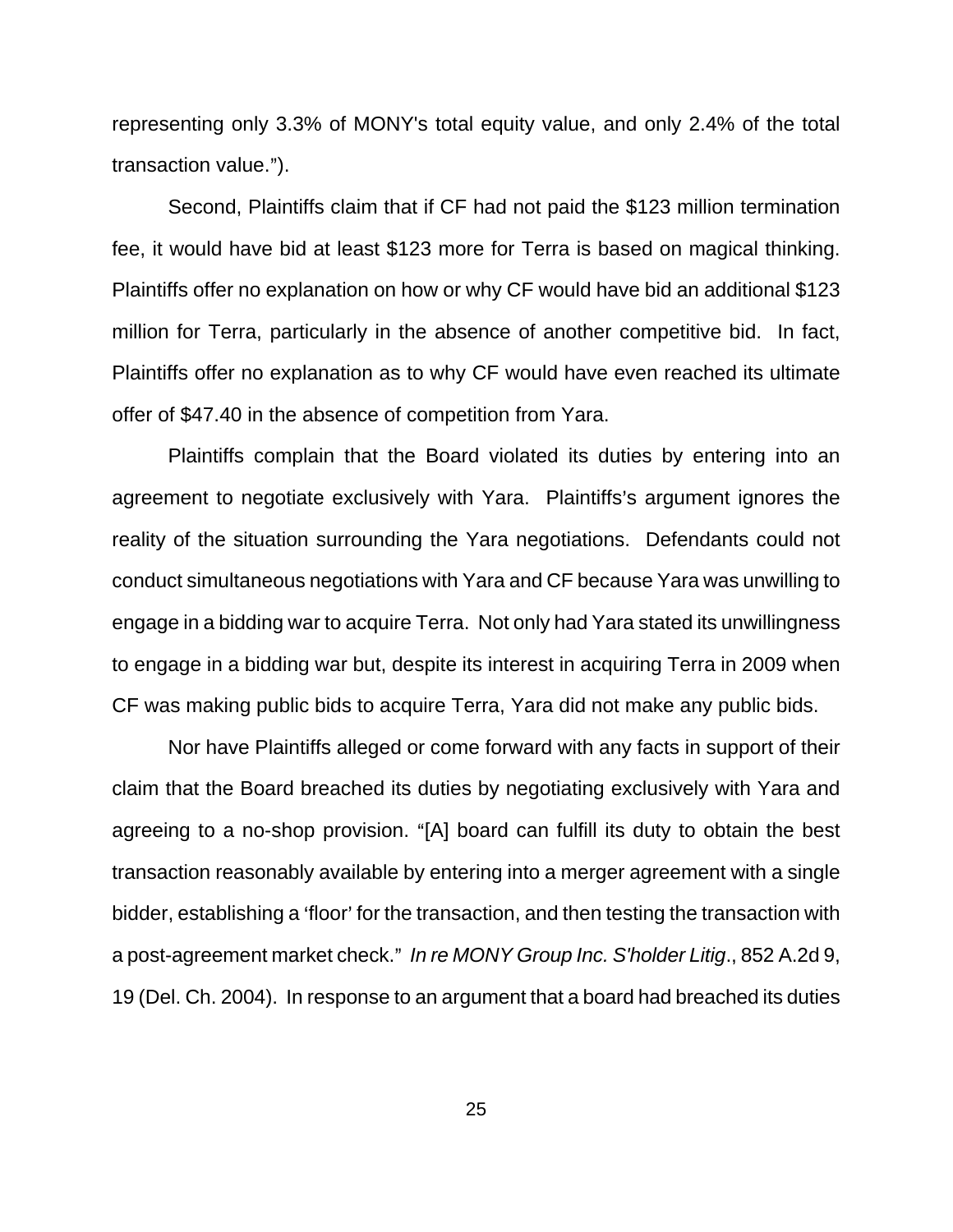representing only 3.3% of MONY's total equity value, and only 2.4% of the total transaction value.").

Second, Plaintiffs claim that if CF had not paid the $123 million termination fee, it would have bid at least $123 more for Terra is based on magical thinking. Plaintiffs offer no explanation on how or why CF would have bid an additional $123 million for Terra, particularly in the absence of another competitive bid. In fact, Plaintiffs offer no explanation as to why CF would have even reached its ultimate offer of $47.40 in the absence of competition from Yara.

Plaintiffs complain that the Board violated its duties by entering into an agreement to negotiate exclusively with Yara. Plaintiffs's argument ignores the reality of the situation surrounding the Yara negotiations. Defendants could not conduct simultaneous negotiations with Yara and CF because Yara was unwilling to engage in a bidding war to acquire Terra. Not only had Yara stated its unwillingness to engage in a bidding war but, despite its interest in acquiring Terra in 2009 when CF was making public bids to acquire Terra, Yara did not make any public bids.

Nor have Plaintiffs alleged or come forward with any facts in support of their claim that the Board breached its duties by negotiating exclusively with Yara and agreeing to a no-shop provision. "[A] board can fulfill its duty to obtain the best transaction reasonably available by entering into a merger agreement with a single bidder, establishing a 'floor' for the transaction, and then testing the transaction with a post-agreement market check." *In re MONY Group Inc. S'holder Litig*., 852 A.2d 9, 19 (Del. Ch. 2004). In response to an argument that a board had breached its duties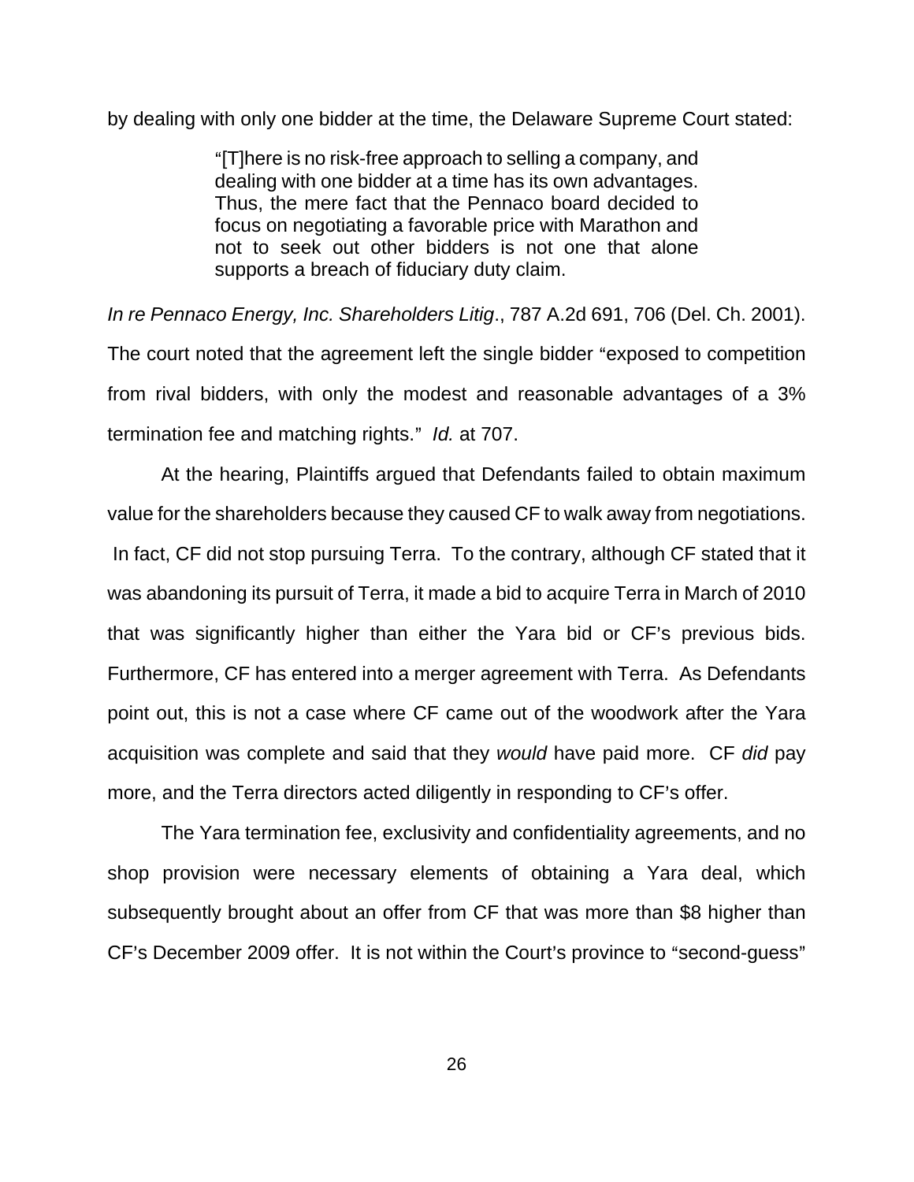by dealing with only one bidder at the time, the Delaware Supreme Court stated:

> "[T]here is no risk-free approach to selling a company, and dealing with one bidder at a time has its own advantages. Thus, the mere fact that the Pennaco board decided to focus on negotiating a favorable price with Marathon and not to seek out other bidders is not one that alone supports a breach of fiduciary duty claim.

*In re Pennaco Energy, Inc. Shareholders Litig*., 787 A.2d 691, 706 (Del. Ch. 2001). The court noted that the agreement left the single bidder "exposed to competition from rival bidders, with only the modest and reasonable advantages of a 3% termination fee and matching rights." *Id.* at 707.

At the hearing, Plaintiffs argued that Defendants failed to obtain maximum value for the shareholders because they caused CF to walk away from negotiations. In fact, CF did not stop pursuing Terra. To the contrary, although CF stated that it was abandoning its pursuit of Terra, it made a bid to acquire Terra in March of 2010 that was significantly higher than either the Yara bid or CF's previous bids. Furthermore, CF has entered into a merger agreement with Terra. As Defendants point out, this is not a case where CF came out of the woodwork after the Yara acquisition was complete and said that they *would* have paid more. CF *did* pay more, and the Terra directors acted diligently in responding to CF's offer.

The Yara termination fee, exclusivity and confidentiality agreements, and no shop provision were necessary elements of obtaining a Yara deal, which subsequently brought about an offer from CF that was more than $8 higher than CF's December 2009 offer. It is not within the Court's province to "second-guess"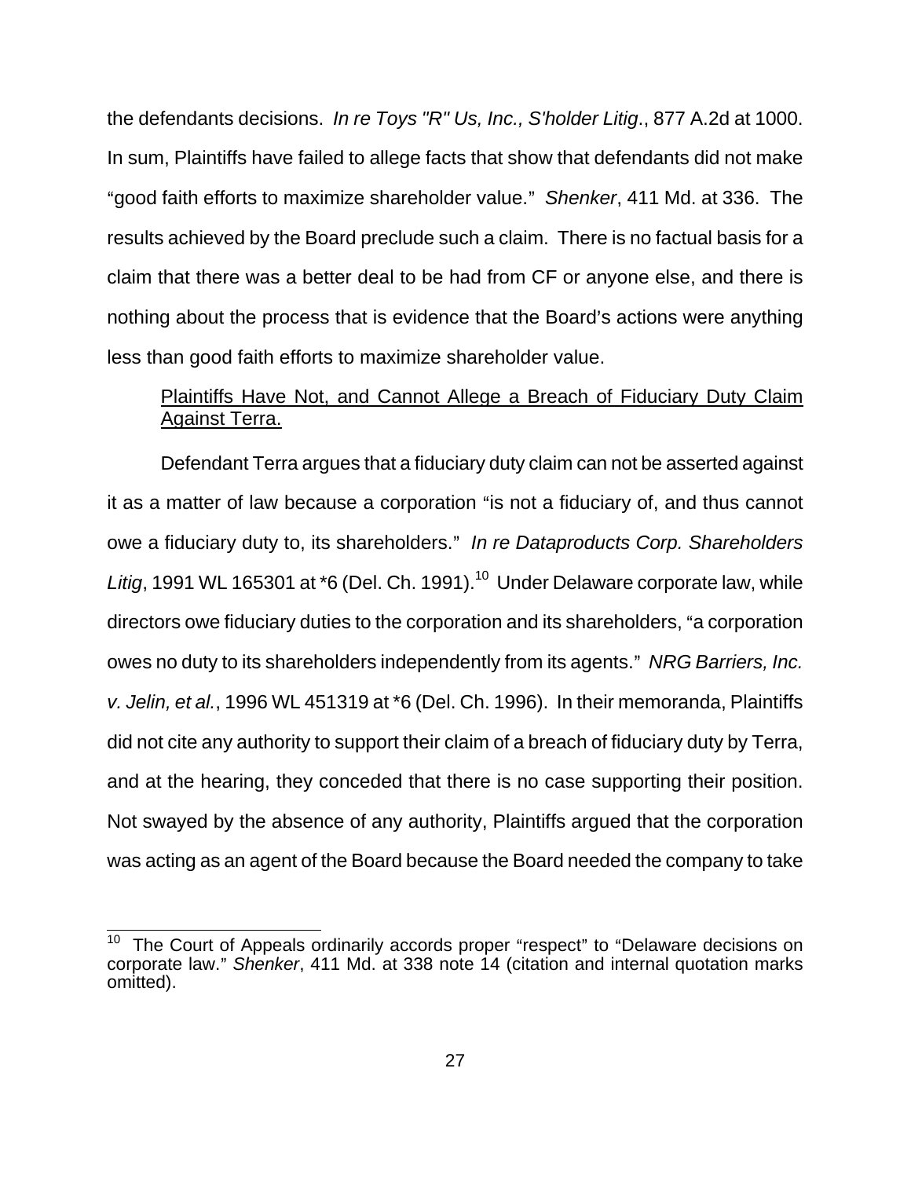the defendants decisions. *In re Toys "R" Us, Inc., S'holder Litig*., 877 A.2d at 1000. In sum, Plaintiffs have failed to allege facts that show that defendants did not make "good faith efforts to maximize shareholder value." *Shenker*, 411 Md. at 336. The results achieved by the Board preclude such a claim. There is no factual basis for a claim that there was a better deal to be had from CF or anyone else, and there is nothing about the process that is evidence that the Board's actions were anything less than good faith efforts to maximize shareholder value.

<u>Plaintiffs Have Not, and Cannot Allege a Breach of Fiduciary Duty Claim Against Terra.</u>

Defendant Terra argues that a fiduciary duty claim can not be asserted against it as a matter of law because a corporation "is not a fiduciary of, and thus cannot owe a fiduciary duty to, its shareholders." *In re Dataproducts Corp. Shareholders Litig*, 1991 WL 165301 at *6 (Del. Ch. 1991).[10] Under Delaware corporate law, while directors owe fiduciary duties to the corporation and its shareholders, "a corporation owes no duty to its shareholders independently from its agents." *NRG Barriers, Inc. v. Jelin, et al.*, 1996 WL 451319 at *6 (Del. Ch. 1996). In their memoranda, Plaintiffs did not cite any authority to support their claim of a breach of fiduciary duty by Terra, and at the hearing, they conceded that there is no case supporting their position. Not swayed by the absence of any authority, Plaintiffs argued that the corporation was acting as an agent of the Board because the Board needed the company to take

[10] The Court of Appeals ordinarily accords proper "respect" to "Delaware decisions on corporate law." *Shenker*, 411 Md. at 338 note 14 (citation and internal quotation marks omitted).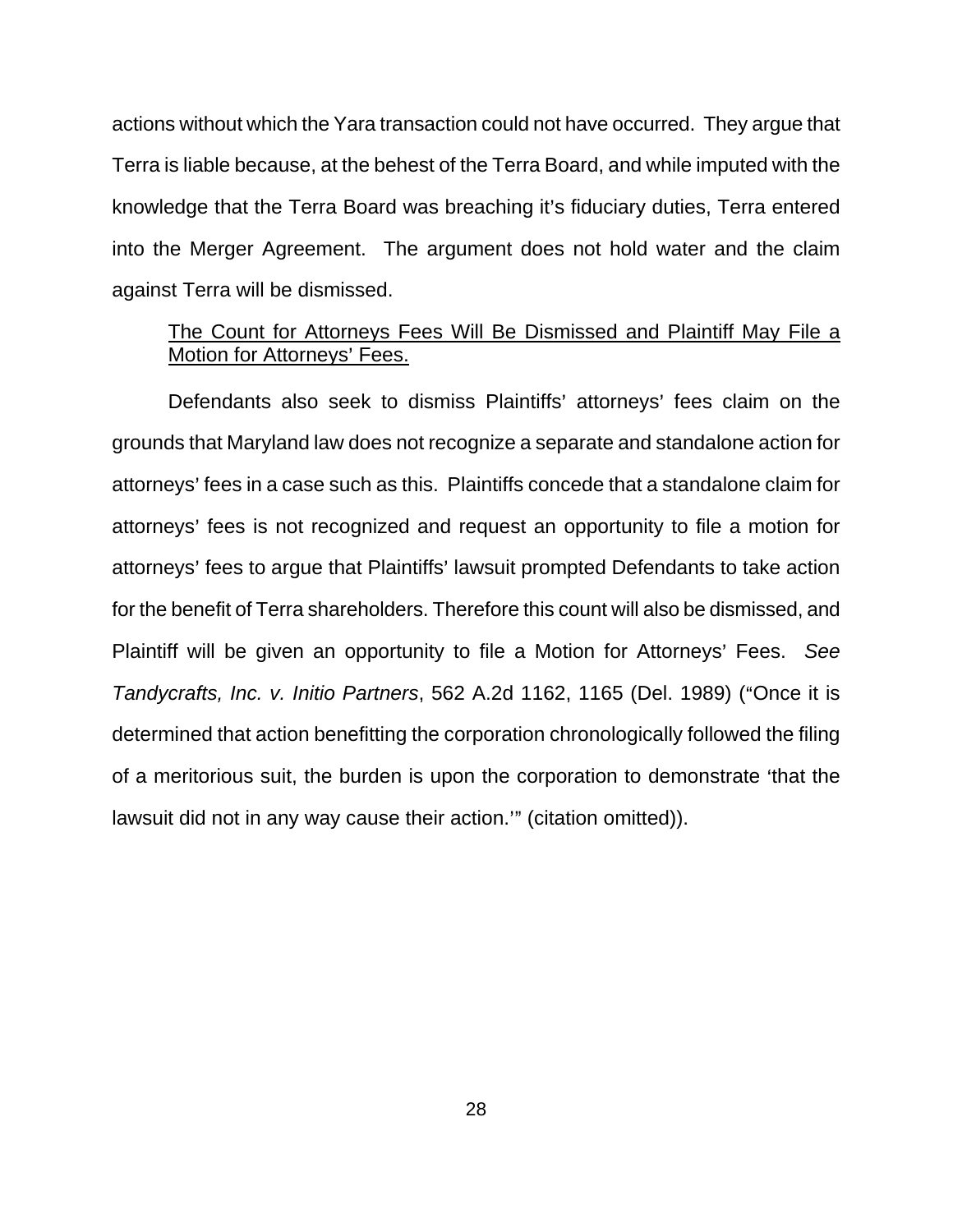actions without which the Yara transaction could not have occurred. They argue that Terra is liable because, at the behest of the Terra Board, and while imputed with the knowledge that the Terra Board was breaching it's fiduciary duties, Terra entered into the Merger Agreement. The argument does not hold water and the claim against Terra will be dismissed.

<u>The Count for Attorneys Fees Will Be Dismissed and Plaintiff May File a Motion for Attorneys' Fees.</u>

Defendants also seek to dismiss Plaintiffs' attorneys' fees claim on the grounds that Maryland law does not recognize a separate and standalone action for attorneys' fees in a case such as this. Plaintiffs concede that a standalone claim for attorneys' fees is not recognized and request an opportunity to file a motion for attorneys' fees to argue that Plaintiffs' lawsuit prompted Defendants to take action for the benefit of Terra shareholders. Therefore this count will also be dismissed, and Plaintiff will be given an opportunity to file a Motion for Attorneys' Fees. *See Tandycrafts, Inc. v. Initio Partners*, 562 A.2d 1162, 1165 (Del. 1989) ("Once it is determined that action benefitting the corporation chronologically followed the filing of a meritorious suit, the burden is upon the corporation to demonstrate 'that the lawsuit did not in any way cause their action.'" (citation omitted)).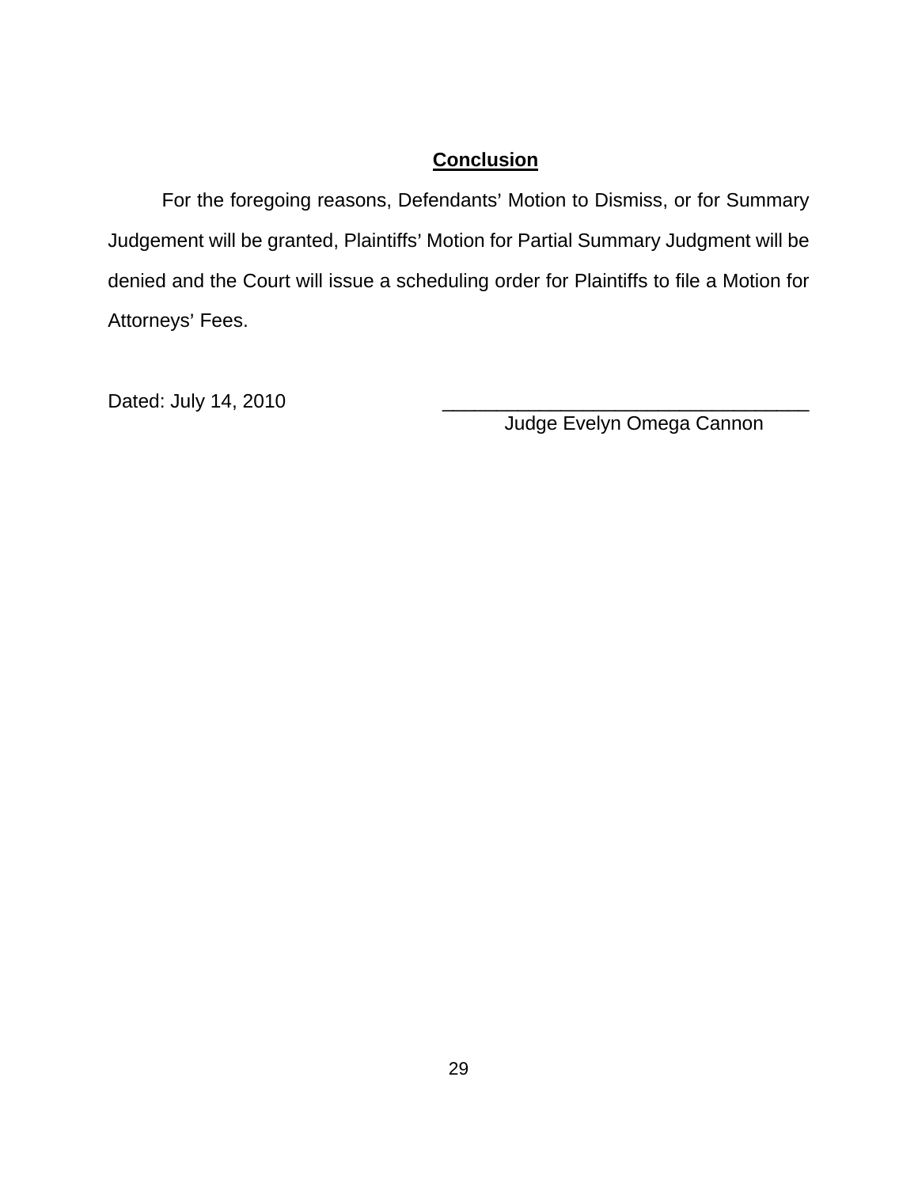## **Conclusion**

For the foregoing reasons, Defendants' Motion to Dismiss, or for Summary Judgement will be granted, Plaintiffs' Motion for Partial Summary Judgment will be denied and the Court will issue a scheduling order for Plaintiffs to file a Motion for Attorneys' Fees.

Dated: July 14, 2010

\_\_\_\_\_\_\_\_\_\_\_\_\_\_\_\_\_\_\_\_\_\_\_\_\_\_\_\_\_\_\_\_\_\_

Judge Evelyn Omega Cannon